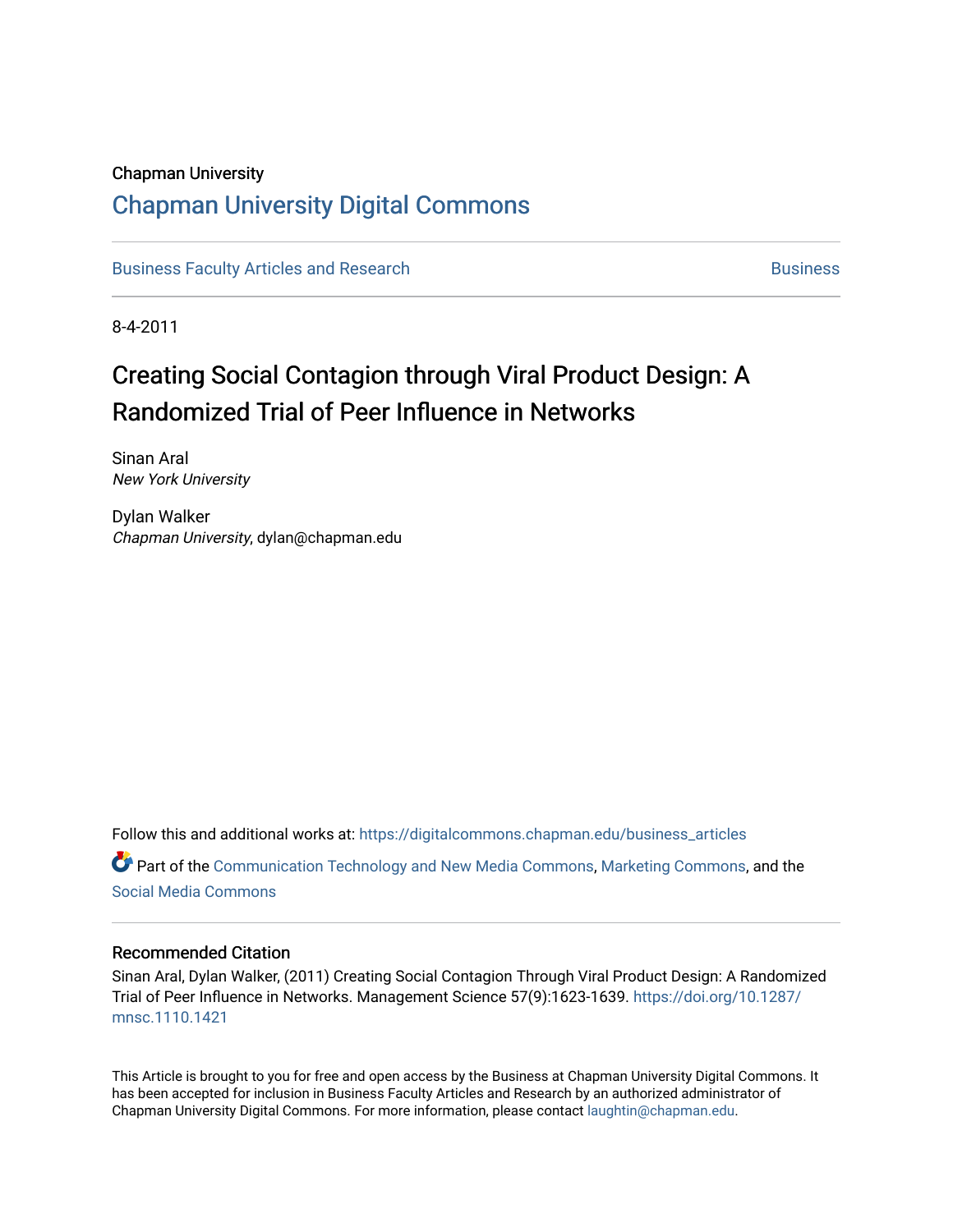Chapman University

# Chapman University Digital Commons

Business Faculty Articles and Research | Business

8-4-2011

# Creating Social Contagion through Viral Product Design: A Randomized Trial of Peer Influence in Networks

Sinan Aral
*New York University*

Dylan Walker
*Chapman University*, dylan@chapman.edu

Follow this and additional works at: https://digitalcommons.chapman.edu/business_articles

Part of the Communication Technology and New Media Commons, Marketing Commons, and the Social Media Commons

## Recommended Citation

Sinan Aral, Dylan Walker, (2011) Creating Social Contagion Through Viral Product Design: A Randomized Trial of Peer Influence in Networks. Management Science 57(9):1623-1639. https://doi.org/10.1287/mnsc.1110.1421

This Article is brought to you for free and open access by the Business at Chapman University Digital Commons. It has been accepted for inclusion in Business Faculty Articles and Research by an authorized administrator of Chapman University Digital Commons. For more information, please contact laughtin@chapman.edu.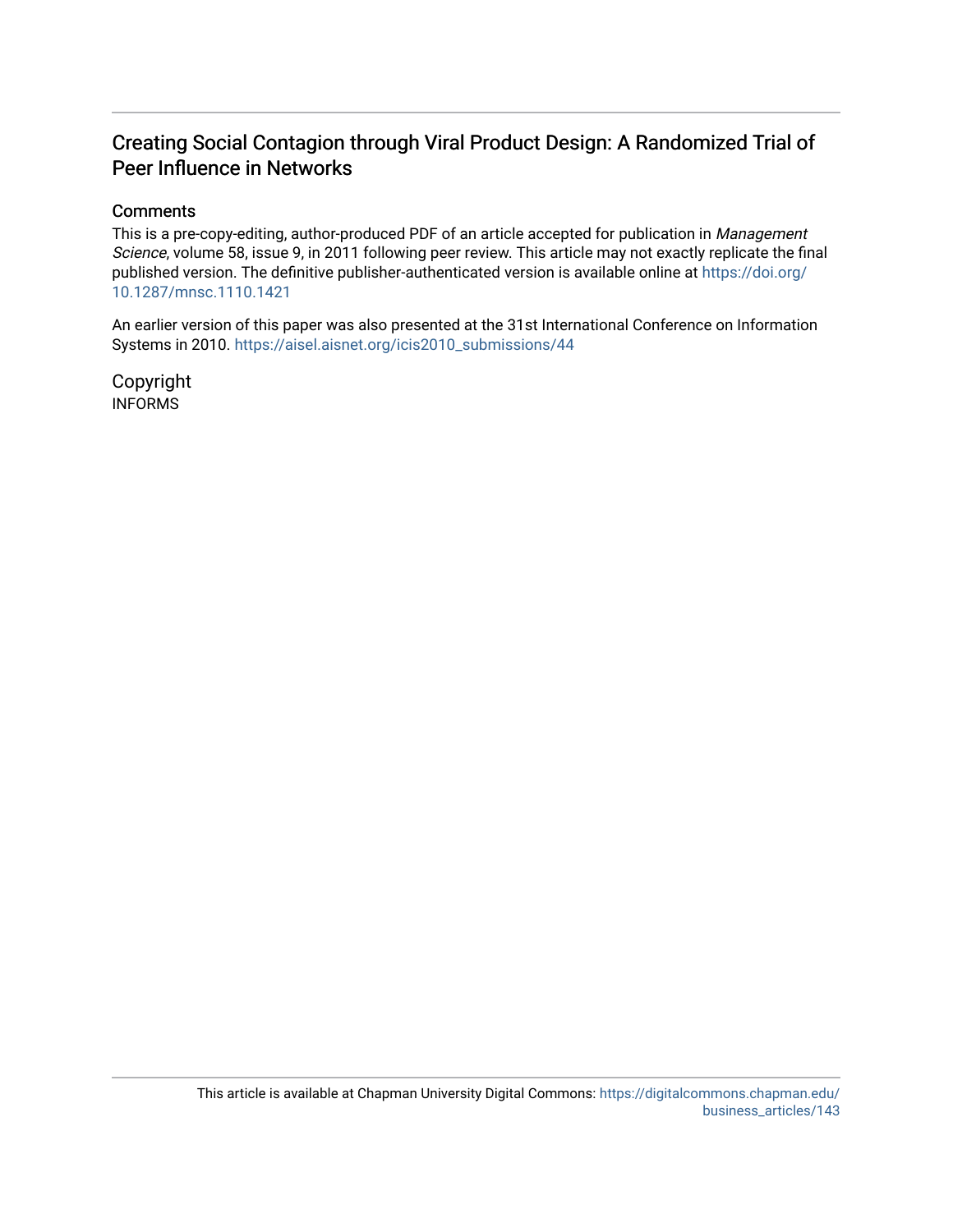# Creating Social Contagion through Viral Product Design: A Randomized Trial of Peer Influence in Networks

## Comments

This is a pre-copy-editing, author-produced PDF of an article accepted for publication in *Management Science*, volume 58, issue 9, in 2011 following peer review. This article may not exactly replicate the final published version. The definitive publisher-authenticated version is available online at https://doi.org/10.1287/mnsc.1110.1421

An earlier version of this paper was also presented at the 31st International Conference on Information Systems in 2010. https://aisel.aisnet.org/icis2010_submissions/44

## Copyright

INFORMS

This article is available at Chapman University Digital Commons: https://digitalcommons.chapman.edu/business_articles/143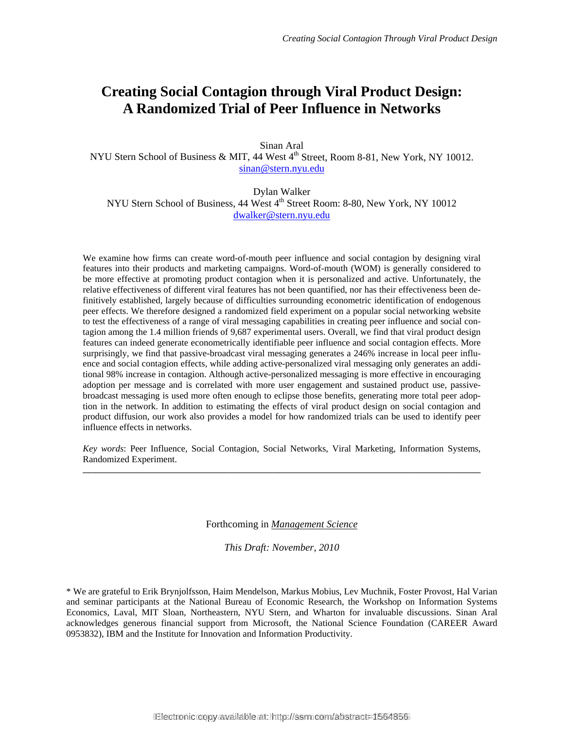# Creating Social Contagion through Viral Product Design: A Randomized Trial of Peer Influence in Networks

Sinan Aral
NYU Stern School of Business & MIT, 44 West 4th Street, Room 8-81, New York, NY 10012.
sinan@stern.nyu.edu

Dylan Walker
NYU Stern School of Business, 44 West 4th Street Room: 8-80, New York, NY 10012
dwalker@stern.nyu.edu

We examine how firms can create word-of-mouth peer influence and social contagion by designing viral features into their products and marketing campaigns. Word-of-mouth (WOM) is generally considered to be more effective at promoting product contagion when it is personalized and active. Unfortunately, the relative effectiveness of different viral features has not been quantified, nor has their effectiveness been definitively established, largely because of difficulties surrounding econometric identification of endogenous peer effects. We therefore designed a randomized field experiment on a popular social networking website to test the effectiveness of a range of viral messaging capabilities in creating peer influence and social contagion among the 1.4 million friends of 9,687 experimental users. Overall, we find that viral product design features can indeed generate econometrically identifiable peer influence and social contagion effects. More surprisingly, we find that passive-broadcast viral messaging generates a 246% increase in local peer influence and social contagion effects, while adding active-personalized viral messaging only generates an additional 98% increase in contagion. Although active-personalized messaging is more effective in encouraging adoption per message and is correlated with more user engagement and sustained product use, passive-broadcast messaging is used more often enough to eclipse those benefits, generating more total peer adoption in the network. In addition to estimating the effects of viral product design on social contagion and product diffusion, our work also provides a model for how randomized trials can be used to identify peer influence effects in networks.

*Key words*: Peer Influence, Social Contagion, Social Networks, Viral Marketing, Information Systems, Randomized Experiment.

---

Forthcoming in *Management Science*

*This Draft: November, 2010*

\* We are grateful to Erik Brynjolfsson, Haim Mendelson, Markus Mobius, Lev Muchnik, Foster Provost, Hal Varian and seminar participants at the National Bureau of Economic Research, the Workshop on Information Systems Economics, Laval, MIT Sloan, Northeastern, NYU Stern, and Wharton for invaluable discussions. Sinan Aral acknowledges generous financial support from Microsoft, the National Science Foundation (CAREER Award 0953832), IBM and the Institute for Innovation and Information Productivity.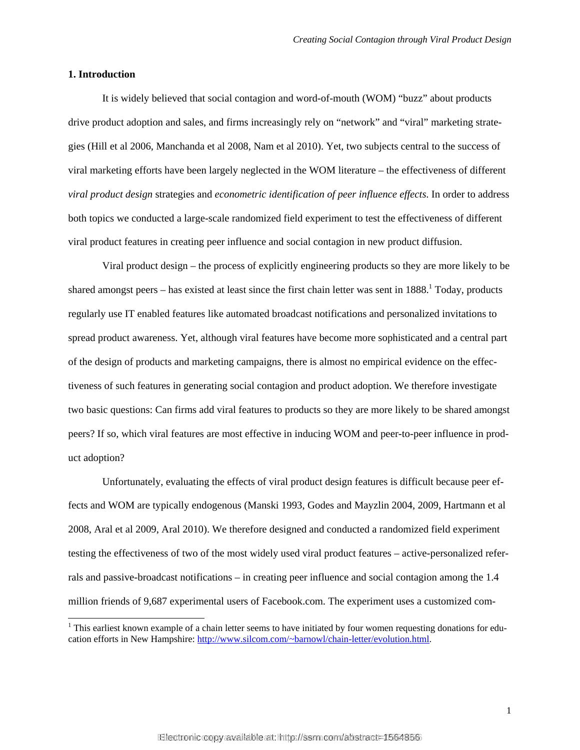## 1. Introduction

It is widely believed that social contagion and word-of-mouth (WOM) "buzz" about products drive product adoption and sales, and firms increasingly rely on "network" and "viral" marketing strategies (Hill et al 2006, Manchanda et al 2008, Nam et al 2010). Yet, two subjects central to the success of viral marketing efforts have been largely neglected in the WOM literature – the effectiveness of different *viral product design* strategies and *econometric identification of peer influence effects*. In order to address both topics we conducted a large-scale randomized field experiment to test the effectiveness of different viral product features in creating peer influence and social contagion in new product diffusion.

Viral product design – the process of explicitly engineering products so they are more likely to be shared amongst peers – has existed at least since the first chain letter was sent in 1888.[1] Today, products regularly use IT enabled features like automated broadcast notifications and personalized invitations to spread product awareness. Yet, although viral features have become more sophisticated and a central part of the design of products and marketing campaigns, there is almost no empirical evidence on the effectiveness of such features in generating social contagion and product adoption. We therefore investigate two basic questions: Can firms add viral features to products so they are more likely to be shared amongst peers? If so, which viral features are most effective in inducing WOM and peer-to-peer influence in product adoption?

Unfortunately, evaluating the effects of viral product design features is difficult because peer effects and WOM are typically endogenous (Manski 1993, Godes and Mayzlin 2004, 2009, Hartmann et al 2008, Aral et al 2009, Aral 2010). We therefore designed and conducted a randomized field experiment testing the effectiveness of two of the most widely used viral product features – active-personalized referrals and passive-broadcast notifications – in creating peer influence and social contagion among the 1.4 million friends of 9,687 experimental users of Facebook.com. The experiment uses a customized com-

[1] This earliest known example of a chain letter seems to have initiated by four women requesting donations for education efforts in New Hampshire: http://www.silcom.com/~barnowl/chain-letter/evolution.html.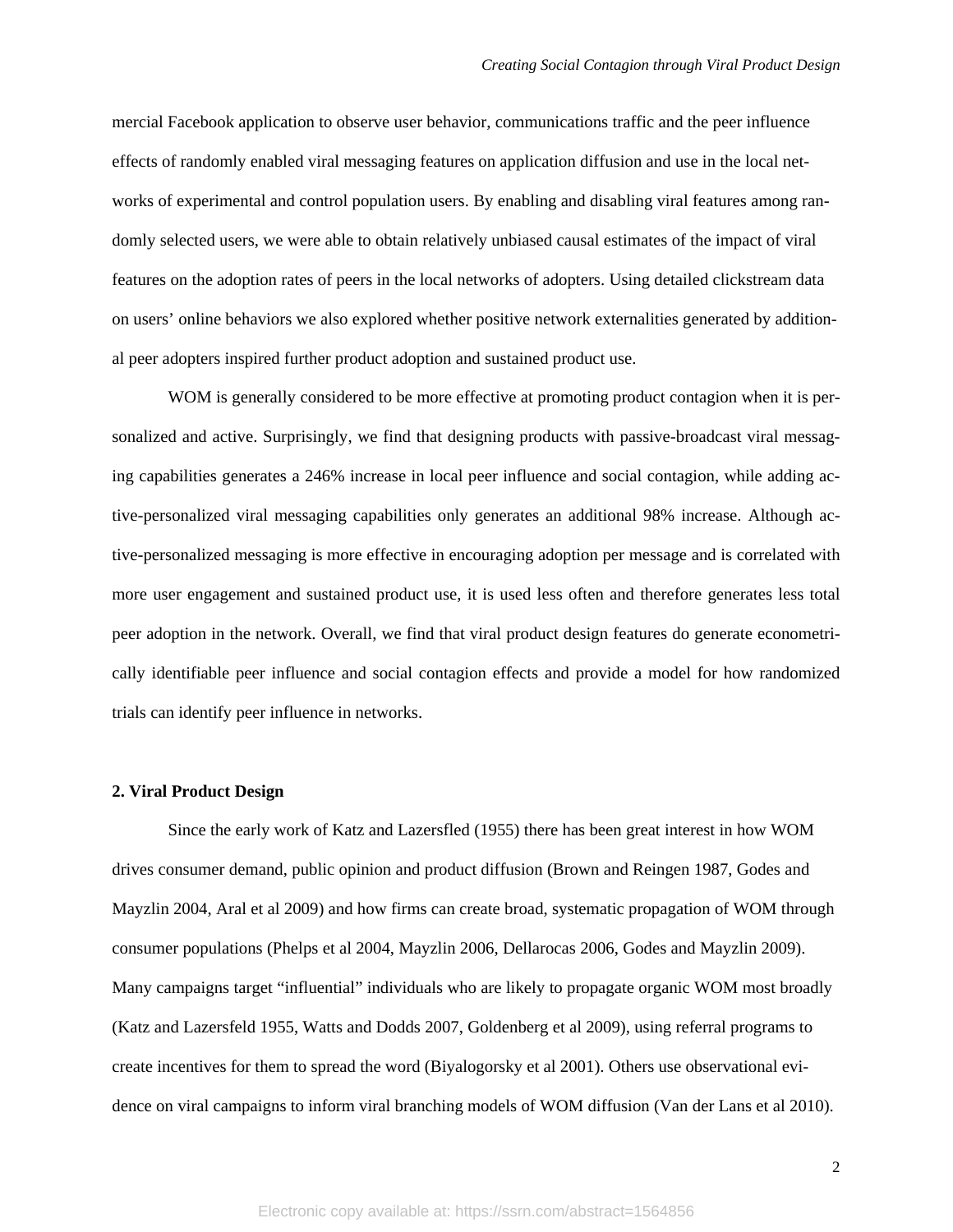mercial Facebook application to observe user behavior, communications traffic and the peer influence effects of randomly enabled viral messaging features on application diffusion and use in the local networks of experimental and control population users. By enabling and disabling viral features among randomly selected users, we were able to obtain relatively unbiased causal estimates of the impact of viral features on the adoption rates of peers in the local networks of adopters. Using detailed clickstream data on users' online behaviors we also explored whether positive network externalities generated by additional peer adopters inspired further product adoption and sustained product use.

WOM is generally considered to be more effective at promoting product contagion when it is personalized and active. Surprisingly, we find that designing products with passive-broadcast viral messaging capabilities generates a 246% increase in local peer influence and social contagion, while adding active-personalized viral messaging capabilities only generates an additional 98% increase. Although active-personalized messaging is more effective in encouraging adoption per message and is correlated with more user engagement and sustained product use, it is used less often and therefore generates less total peer adoption in the network. Overall, we find that viral product design features do generate econometrically identifiable peer influence and social contagion effects and provide a model for how randomized trials can identify peer influence in networks.

## 2. Viral Product Design

Since the early work of Katz and Lazersfled (1955) there has been great interest in how WOM drives consumer demand, public opinion and product diffusion (Brown and Reingen 1987, Godes and Mayzlin 2004, Aral et al 2009) and how firms can create broad, systematic propagation of WOM through consumer populations (Phelps et al 2004, Mayzlin 2006, Dellarocas 2006, Godes and Mayzlin 2009). Many campaigns target "influential" individuals who are likely to propagate organic WOM most broadly (Katz and Lazersfeld 1955, Watts and Dodds 2007, Goldenberg et al 2009), using referral programs to create incentives for them to spread the word (Biyalogorsky et al 2001). Others use observational evidence on viral campaigns to inform viral branching models of WOM diffusion (Van der Lans et al 2010).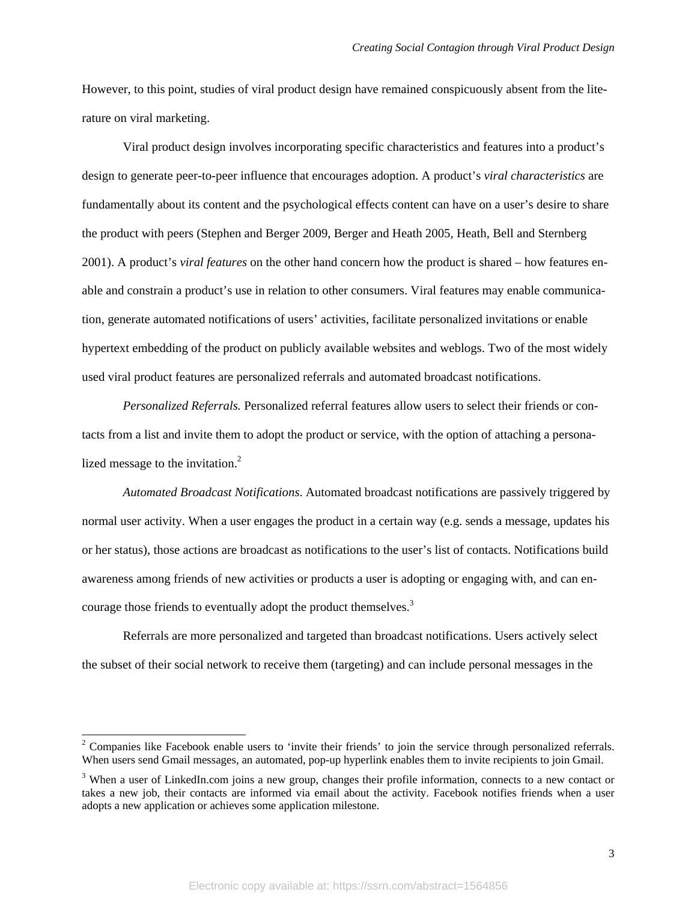However, to this point, studies of viral product design have remained conspicuously absent from the literature on viral marketing.

Viral product design involves incorporating specific characteristics and features into a product's design to generate peer-to-peer influence that encourages adoption. A product's *viral characteristics* are fundamentally about its content and the psychological effects content can have on a user's desire to share the product with peers (Stephen and Berger 2009, Berger and Heath 2005, Heath, Bell and Sternberg 2001). A product's *viral features* on the other hand concern how the product is shared – how features enable and constrain a product's use in relation to other consumers. Viral features may enable communication, generate automated notifications of users' activities, facilitate personalized invitations or enable hypertext embedding of the product on publicly available websites and weblogs. Two of the most widely used viral product features are personalized referrals and automated broadcast notifications.

*Personalized Referrals.* Personalized referral features allow users to select their friends or contacts from a list and invite them to adopt the product or service, with the option of attaching a personalized message to the invitation.[2]

*Automated Broadcast Notifications*. Automated broadcast notifications are passively triggered by normal user activity. When a user engages the product in a certain way (e.g. sends a message, updates his or her status), those actions are broadcast as notifications to the user's list of contacts. Notifications build awareness among friends of new activities or products a user is adopting or engaging with, and can encourage those friends to eventually adopt the product themselves.[3]

Referrals are more personalized and targeted than broadcast notifications. Users actively select the subset of their social network to receive them (targeting) and can include personal messages in the

---

[2] Companies like Facebook enable users to 'invite their friends' to join the service through personalized referrals. When users send Gmail messages, an automated, pop-up hyperlink enables them to invite recipients to join Gmail.

[3] When a user of LinkedIn.com joins a new group, changes their profile information, connects to a new contact or takes a new job, their contacts are informed via email about the activity. Facebook notifies friends when a user adopts a new application or achieves some application milestone.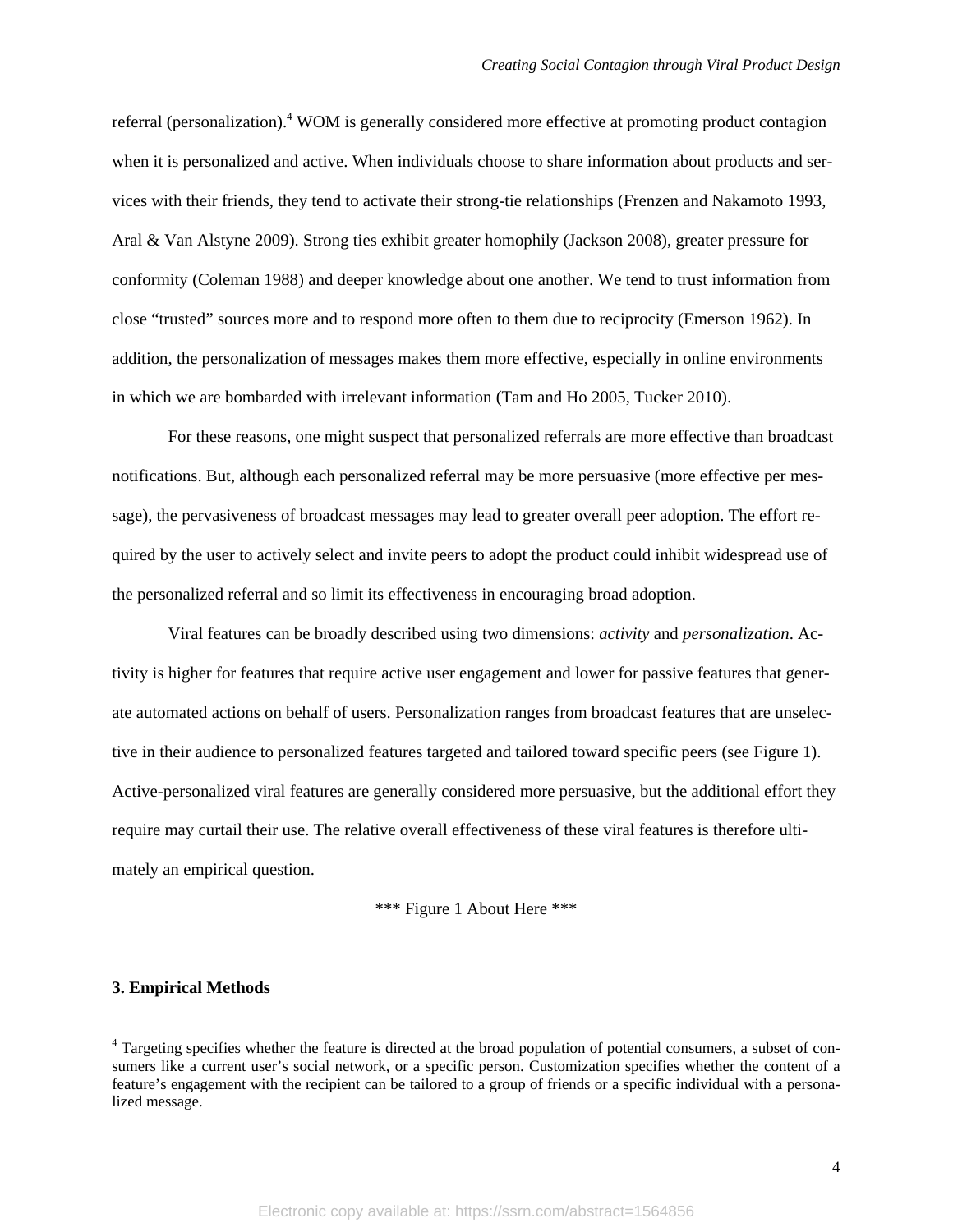referral (personalization).[4] WOM is generally considered more effective at promoting product contagion when it is personalized and active. When individuals choose to share information about products and services with their friends, they tend to activate their strong-tie relationships (Frenzen and Nakamoto 1993, Aral & Van Alstyne 2009). Strong ties exhibit greater homophily (Jackson 2008), greater pressure for conformity (Coleman 1988) and deeper knowledge about one another. We tend to trust information from close "trusted" sources more and to respond more often to them due to reciprocity (Emerson 1962). In addition, the personalization of messages makes them more effective, especially in online environments in which we are bombarded with irrelevant information (Tam and Ho 2005, Tucker 2010).

For these reasons, one might suspect that personalized referrals are more effective than broadcast notifications. But, although each personalized referral may be more persuasive (more effective per message), the pervasiveness of broadcast messages may lead to greater overall peer adoption. The effort required by the user to actively select and invite peers to adopt the product could inhibit widespread use of the personalized referral and so limit its effectiveness in encouraging broad adoption.

Viral features can be broadly described using two dimensions: *activity* and *personalization*. Activity is higher for features that require active user engagement and lower for passive features that generate automated actions on behalf of users. Personalization ranges from broadcast features that are unselective in their audience to personalized features targeted and tailored toward specific peers (see Figure 1). Active-personalized viral features are generally considered more persuasive, but the additional effort they require may curtail their use. The relative overall effectiveness of these viral features is therefore ultimately an empirical question.

*** Figure 1 About Here ***

## 3. Empirical Methods

[4] Targeting specifies whether the feature is directed at the broad population of potential consumers, a subset of consumers like a current user's social network, or a specific person. Customization specifies whether the content of a feature's engagement with the recipient can be tailored to a group of friends or a specific individual with a personalized message.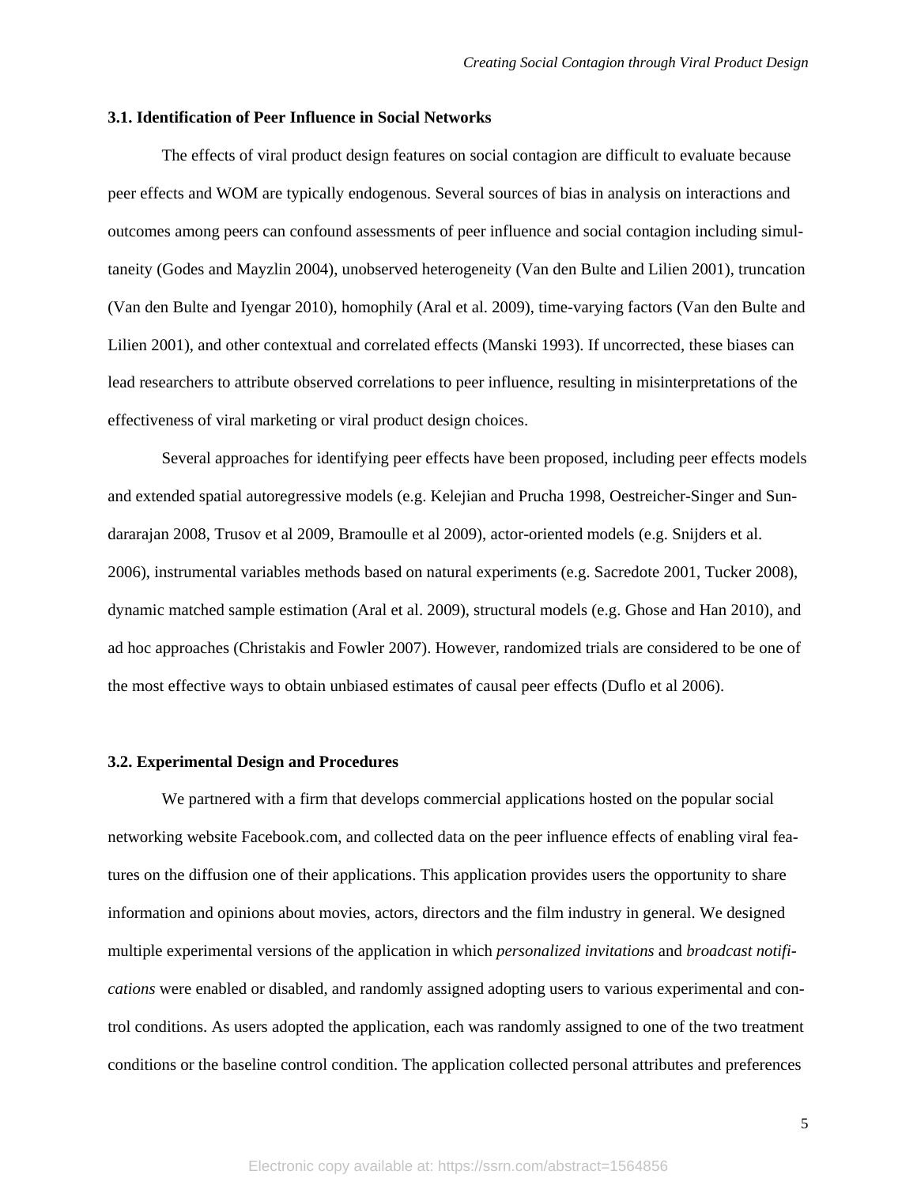### 3.1. Identification of Peer Influence in Social Networks

The effects of viral product design features on social contagion are difficult to evaluate because peer effects and WOM are typically endogenous. Several sources of bias in analysis on interactions and outcomes among peers can confound assessments of peer influence and social contagion including simultaneity (Godes and Mayzlin 2004), unobserved heterogeneity (Van den Bulte and Lilien 2001), truncation (Van den Bulte and Iyengar 2010), homophily (Aral et al. 2009), time-varying factors (Van den Bulte and Lilien 2001), and other contextual and correlated effects (Manski 1993). If uncorrected, these biases can lead researchers to attribute observed correlations to peer influence, resulting in misinterpretations of the effectiveness of viral marketing or viral product design choices.

Several approaches for identifying peer effects have been proposed, including peer effects models and extended spatial autoregressive models (e.g. Kelejian and Prucha 1998, Oestreicher-Singer and Sundararajan 2008, Trusov et al 2009, Bramoulle et al 2009), actor-oriented models (e.g. Snijders et al. 2006), instrumental variables methods based on natural experiments (e.g. Sacredote 2001, Tucker 2008), dynamic matched sample estimation (Aral et al. 2009), structural models (e.g. Ghose and Han 2010), and ad hoc approaches (Christakis and Fowler 2007). However, randomized trials are considered to be one of the most effective ways to obtain unbiased estimates of causal peer effects (Duflo et al 2006).

### 3.2. Experimental Design and Procedures

We partnered with a firm that develops commercial applications hosted on the popular social networking website Facebook.com, and collected data on the peer influence effects of enabling viral features on the diffusion one of their applications. This application provides users the opportunity to share information and opinions about movies, actors, directors and the film industry in general. We designed multiple experimental versions of the application in which *personalized invitations* and *broadcast notifications* were enabled or disabled, and randomly assigned adopting users to various experimental and control conditions. As users adopted the application, each was randomly assigned to one of the two treatment conditions or the baseline control condition. The application collected personal attributes and preferences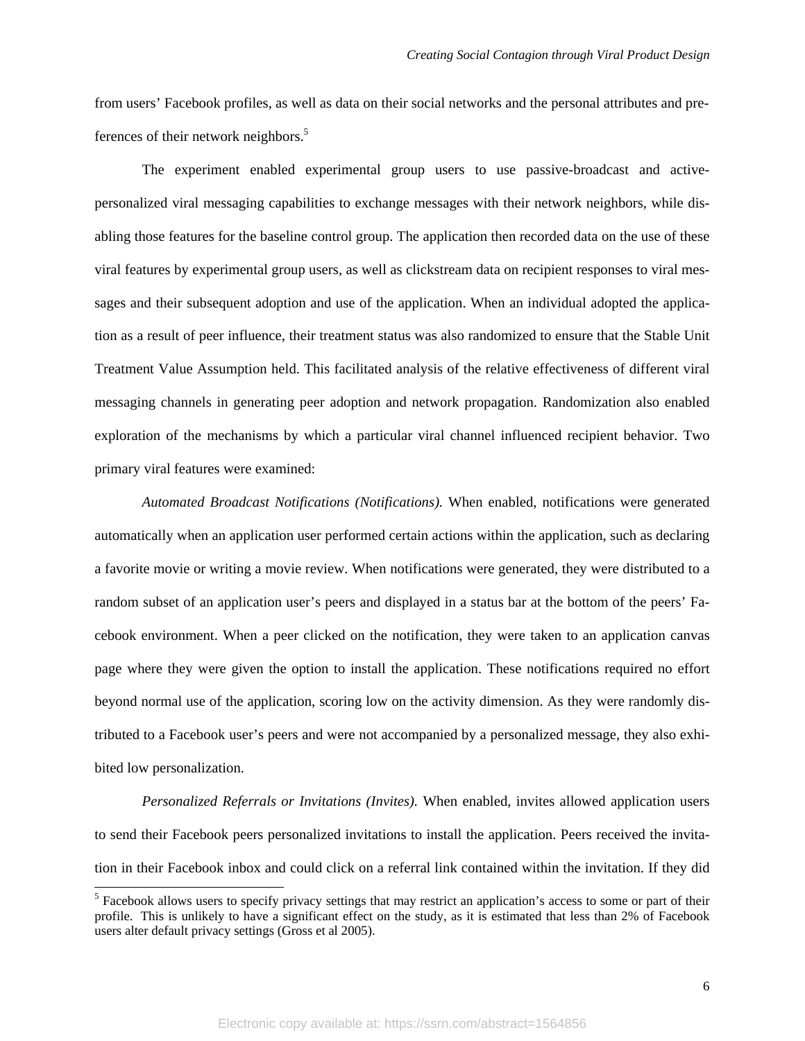from users' Facebook profiles, as well as data on their social networks and the personal attributes and preferences of their network neighbors.[5]

The experiment enabled experimental group users to use passive-broadcast and active-personalized viral messaging capabilities to exchange messages with their network neighbors, while disabling those features for the baseline control group. The application then recorded data on the use of these viral features by experimental group users, as well as clickstream data on recipient responses to viral messages and their subsequent adoption and use of the application. When an individual adopted the application as a result of peer influence, their treatment status was also randomized to ensure that the Stable Unit Treatment Value Assumption held. This facilitated analysis of the relative effectiveness of different viral messaging channels in generating peer adoption and network propagation. Randomization also enabled exploration of the mechanisms by which a particular viral channel influenced recipient behavior. Two primary viral features were examined:

*Automated Broadcast Notifications (Notifications).* When enabled, notifications were generated automatically when an application user performed certain actions within the application, such as declaring a favorite movie or writing a movie review. When notifications were generated, they were distributed to a random subset of an application user's peers and displayed in a status bar at the bottom of the peers' Facebook environment. When a peer clicked on the notification, they were taken to an application canvas page where they were given the option to install the application. These notifications required no effort beyond normal use of the application, scoring low on the activity dimension. As they were randomly distributed to a Facebook user's peers and were not accompanied by a personalized message, they also exhibited low personalization.

*Personalized Referrals or Invitations (Invites).* When enabled, invites allowed application users to send their Facebook peers personalized invitations to install the application. Peers received the invitation in their Facebook inbox and could click on a referral link contained within the invitation. If they did

---

[5] Facebook allows users to specify privacy settings that may restrict an application's access to some or part of their profile. This is unlikely to have a significant effect on the study, as it is estimated that less than 2% of Facebook users alter default privacy settings (Gross et al 2005).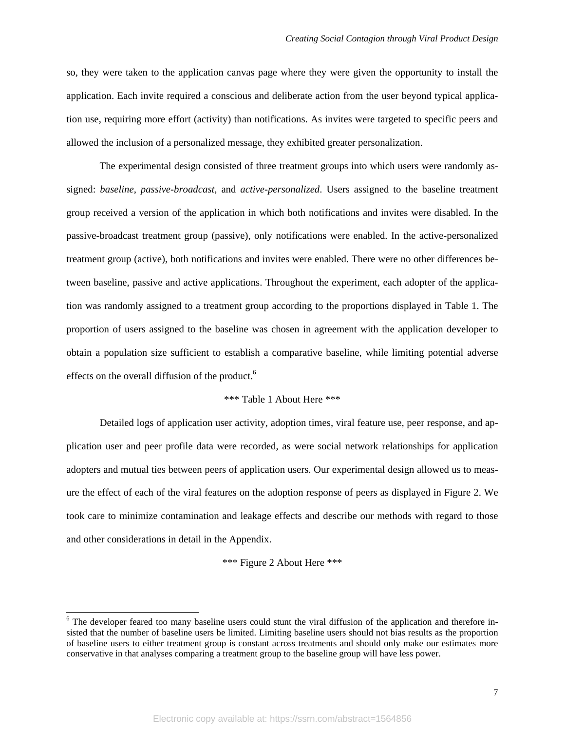so, they were taken to the application canvas page where they were given the opportunity to install the application. Each invite required a conscious and deliberate action from the user beyond typical application use, requiring more effort (activity) than notifications. As invites were targeted to specific peers and allowed the inclusion of a personalized message, they exhibited greater personalization.

The experimental design consisted of three treatment groups into which users were randomly assigned: *baseline*, *passive-broadcast,* and *active-personalized*. Users assigned to the baseline treatment group received a version of the application in which both notifications and invites were disabled. In the passive-broadcast treatment group (passive), only notifications were enabled. In the active-personalized treatment group (active), both notifications and invites were enabled. There were no other differences between baseline, passive and active applications. Throughout the experiment, each adopter of the application was randomly assigned to a treatment group according to the proportions displayed in Table 1. The proportion of users assigned to the baseline was chosen in agreement with the application developer to obtain a population size sufficient to establish a comparative baseline, while limiting potential adverse effects on the overall diffusion of the product.[6]

*** Table 1 About Here ***

Detailed logs of application user activity, adoption times, viral feature use, peer response, and application user and peer profile data were recorded, as were social network relationships for application adopters and mutual ties between peers of application users. Our experimental design allowed us to measure the effect of each of the viral features on the adoption response of peers as displayed in Figure 2. We took care to minimize contamination and leakage effects and describe our methods with regard to those and other considerations in detail in the Appendix.

*** Figure 2 About Here ***

[6] The developer feared too many baseline users could stunt the viral diffusion of the application and therefore insisted that the number of baseline users be limited. Limiting baseline users should not bias results as the proportion of baseline users to either treatment group is constant across treatments and should only make our estimates more conservative in that analyses comparing a treatment group to the baseline group will have less power.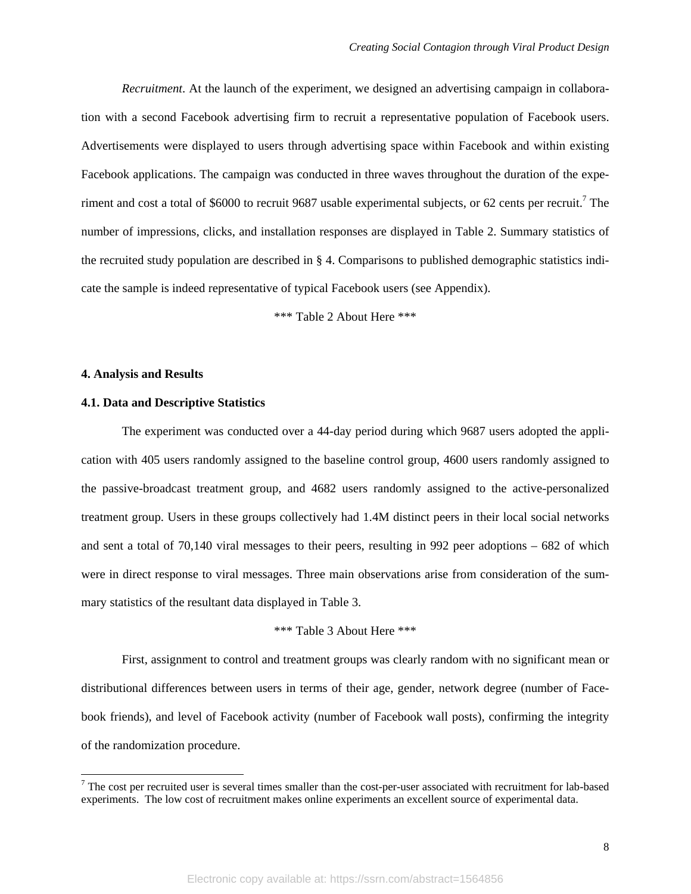*Recruitment*. At the launch of the experiment, we designed an advertising campaign in collaboration with a second Facebook advertising firm to recruit a representative population of Facebook users. Advertisements were displayed to users through advertising space within Facebook and within existing Facebook applications. The campaign was conducted in three waves throughout the duration of the experiment and cost a total of $6000 to recruit 9687 usable experimental subjects, or 62 cents per recruit.[7] The number of impressions, clicks, and installation responses are displayed in Table 2. Summary statistics of the recruited study population are described in § 4. Comparisons to published demographic statistics indicate the sample is indeed representative of typical Facebook users (see Appendix).

*** Table 2 About Here ***

## 4. Analysis and Results

### 4.1. Data and Descriptive Statistics

The experiment was conducted over a 44-day period during which 9687 users adopted the application with 405 users randomly assigned to the baseline control group, 4600 users randomly assigned to the passive-broadcast treatment group, and 4682 users randomly assigned to the active-personalized treatment group. Users in these groups collectively had 1.4M distinct peers in their local social networks and sent a total of 70,140 viral messages to their peers, resulting in 992 peer adoptions – 682 of which were in direct response to viral messages. Three main observations arise from consideration of the summary statistics of the resultant data displayed in Table 3.

*** Table 3 About Here ***

First, assignment to control and treatment groups was clearly random with no significant mean or distributional differences between users in terms of their age, gender, network degree (number of Facebook friends), and level of Facebook activity (number of Facebook wall posts), confirming the integrity of the randomization procedure.

[7] The cost per recruited user is several times smaller than the cost-per-user associated with recruitment for lab-based experiments. The low cost of recruitment makes online experiments an excellent source of experimental data.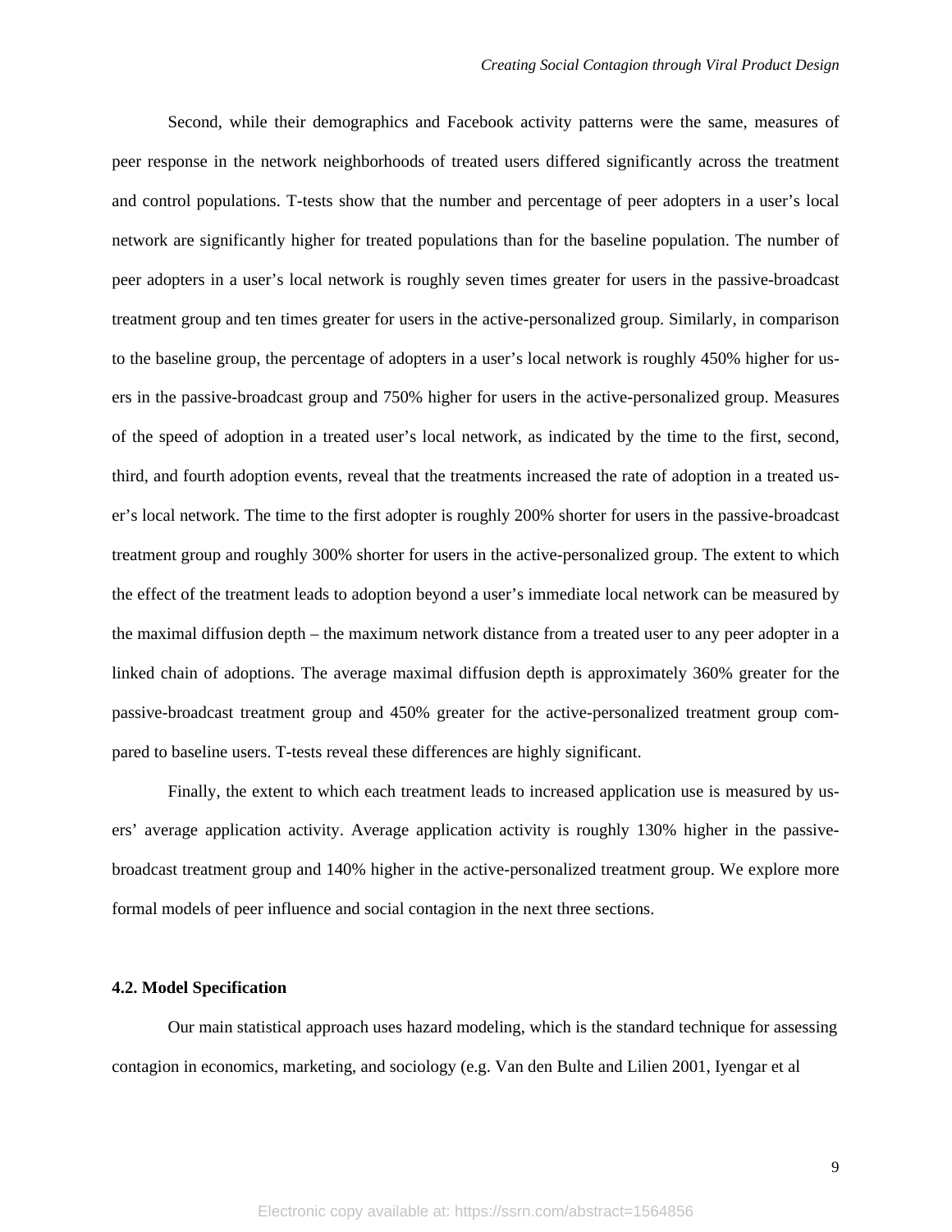Second, while their demographics and Facebook activity patterns were the same, measures of peer response in the network neighborhoods of treated users differed significantly across the treatment and control populations. T-tests show that the number and percentage of peer adopters in a user's local network are significantly higher for treated populations than for the baseline population. The number of peer adopters in a user's local network is roughly seven times greater for users in the passive-broadcast treatment group and ten times greater for users in the active-personalized group. Similarly, in comparison to the baseline group, the percentage of adopters in a user's local network is roughly 450% higher for users in the passive-broadcast group and 750% higher for users in the active-personalized group. Measures of the speed of adoption in a treated user's local network, as indicated by the time to the first, second, third, and fourth adoption events, reveal that the treatments increased the rate of adoption in a treated user's local network. The time to the first adopter is roughly 200% shorter for users in the passive-broadcast treatment group and roughly 300% shorter for users in the active-personalized group. The extent to which the effect of the treatment leads to adoption beyond a user's immediate local network can be measured by the maximal diffusion depth – the maximum network distance from a treated user to any peer adopter in a linked chain of adoptions. The average maximal diffusion depth is approximately 360% greater for the passive-broadcast treatment group and 450% greater for the active-personalized treatment group compared to baseline users. T-tests reveal these differences are highly significant.

Finally, the extent to which each treatment leads to increased application use is measured by users' average application activity. Average application activity is roughly 130% higher in the passive-broadcast treatment group and 140% higher in the active-personalized treatment group. We explore more formal models of peer influence and social contagion in the next three sections.

### 4.2. Model Specification

Our main statistical approach uses hazard modeling, which is the standard technique for assessing contagion in economics, marketing, and sociology (e.g. Van den Bulte and Lilien 2001, Iyengar et al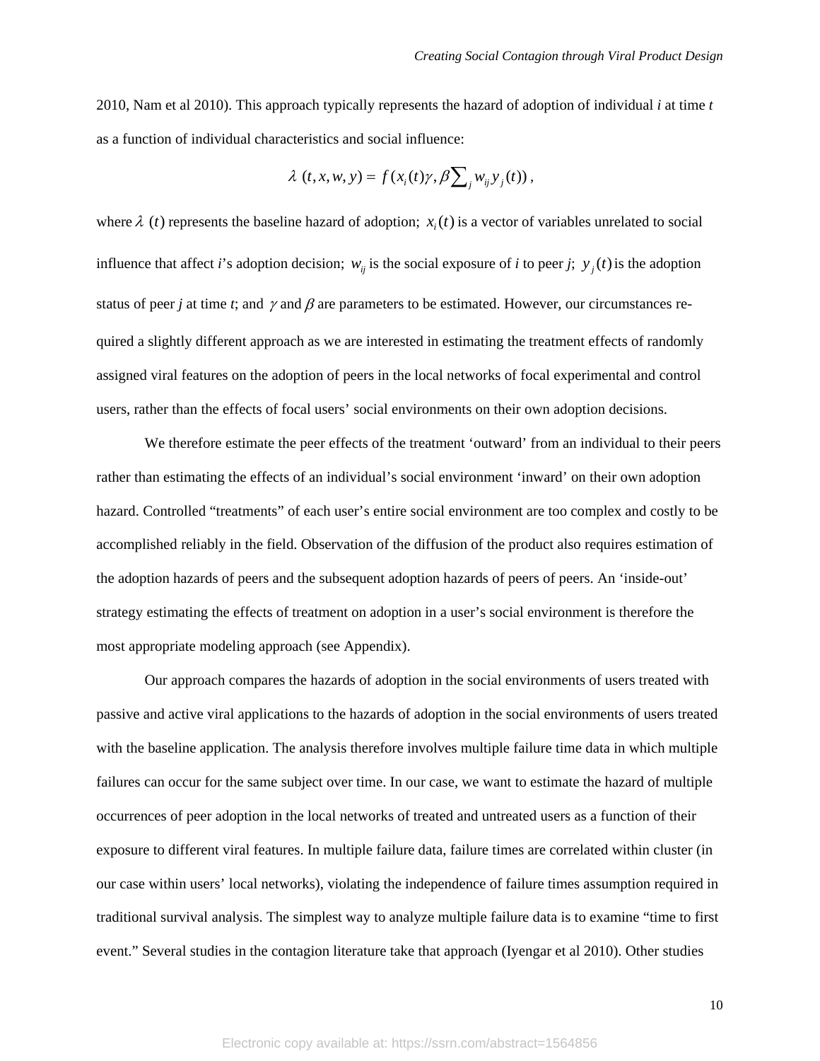2010, Nam et al 2010). This approach typically represents the hazard of adoption of individual *i* at time *t* as a function of individual characteristics and social influence:

$$\lambda\ (t, x, w, y) = f(x_i(t)\gamma, \beta \sum_j w_{ij} y_j(t)),$$

where $\lambda\ (t)$ represents the baseline hazard of adoption; $x_i(t)$ is a vector of variables unrelated to social influence that affect *i*'s adoption decision; $w_{ij}$ is the social exposure of *i* to peer *j*; $y_j(t)$ is the adoption status of peer *j* at time *t*; and $\gamma$ and $\beta$ are parameters to be estimated. However, our circumstances required a slightly different approach as we are interested in estimating the treatment effects of randomly assigned viral features on the adoption of peers in the local networks of focal experimental and control users, rather than the effects of focal users' social environments on their own adoption decisions.

We therefore estimate the peer effects of the treatment 'outward' from an individual to their peers rather than estimating the effects of an individual's social environment 'inward' on their own adoption hazard. Controlled "treatments" of each user's entire social environment are too complex and costly to be accomplished reliably in the field. Observation of the diffusion of the product also requires estimation of the adoption hazards of peers and the subsequent adoption hazards of peers of peers. An 'inside-out' strategy estimating the effects of treatment on adoption in a user's social environment is therefore the most appropriate modeling approach (see Appendix).

Our approach compares the hazards of adoption in the social environments of users treated with passive and active viral applications to the hazards of adoption in the social environments of users treated with the baseline application. The analysis therefore involves multiple failure time data in which multiple failures can occur for the same subject over time. In our case, we want to estimate the hazard of multiple occurrences of peer adoption in the local networks of treated and untreated users as a function of their exposure to different viral features. In multiple failure data, failure times are correlated within cluster (in our case within users' local networks), violating the independence of failure times assumption required in traditional survival analysis. The simplest way to analyze multiple failure data is to examine "time to first event." Several studies in the contagion literature take that approach (Iyengar et al 2010). Other studies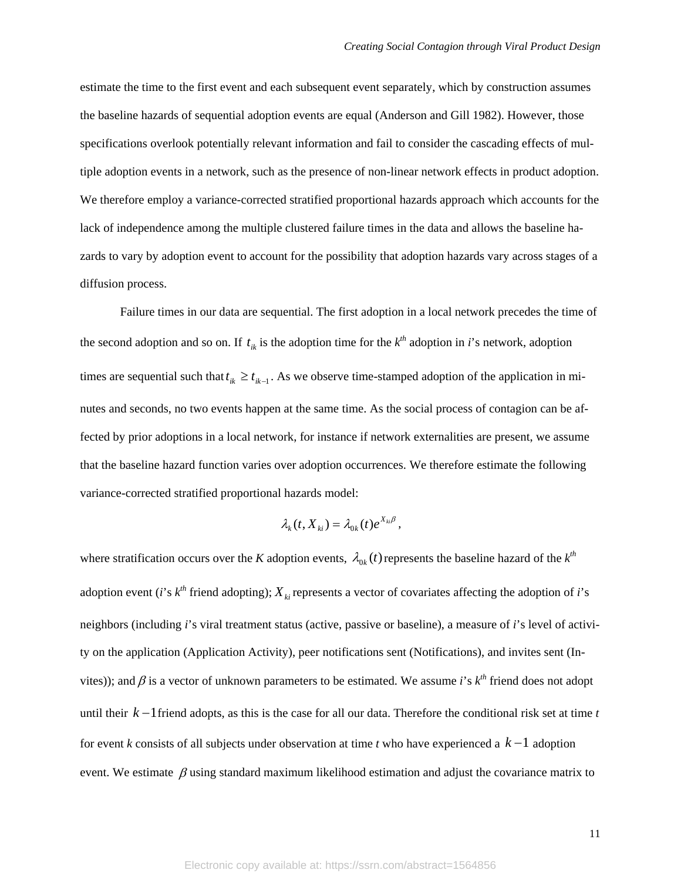estimate the time to the first event and each subsequent event separately, which by construction assumes the baseline hazards of sequential adoption events are equal (Anderson and Gill 1982). However, those specifications overlook potentially relevant information and fail to consider the cascading effects of multiple adoption events in a network, such as the presence of non-linear network effects in product adoption. We therefore employ a variance-corrected stratified proportional hazards approach which accounts for the lack of independence among the multiple clustered failure times in the data and allows the baseline hazards to vary by adoption event to account for the possibility that adoption hazards vary across stages of a diffusion process.

Failure times in our data are sequential. The first adoption in a local network precedes the time of the second adoption and so on. If $t_{ik}$ is the adoption time for the $k^{th}$ adoption in *i*'s network, adoption times are sequential such that $t_{ik} \geq t_{ik-1}$. As we observe time-stamped adoption of the application in minutes and seconds, no two events happen at the same time. As the social process of contagion can be affected by prior adoptions in a local network, for instance if network externalities are present, we assume that the baseline hazard function varies over adoption occurrences. We therefore estimate the following variance-corrected stratified proportional hazards model:

$$\lambda_k(t, X_{ki}) = \lambda_{0k}(t)e^{X_{ki}\beta},$$

where stratification occurs over the *K* adoption events, $\lambda_{0k}(t)$ represents the baseline hazard of the $k^{th}$ adoption event (*i*'s $k^{th}$ friend adopting); $X_{ki}$ represents a vector of covariates affecting the adoption of *i*'s neighbors (including *i*'s viral treatment status (active, passive or baseline), a measure of *i*'s level of activity on the application (Application Activity), peer notifications sent (Notifications), and invites sent (Invites)); and $\beta$ is a vector of unknown parameters to be estimated. We assume *i*'s $k^{th}$ friend does not adopt until their $k-1$ friend adopts, as this is the case for all our data. Therefore the conditional risk set at time *t* for event *k* consists of all subjects under observation at time *t* who have experienced a $k-1$ adoption event. We estimate $\beta$ using standard maximum likelihood estimation and adjust the covariance matrix to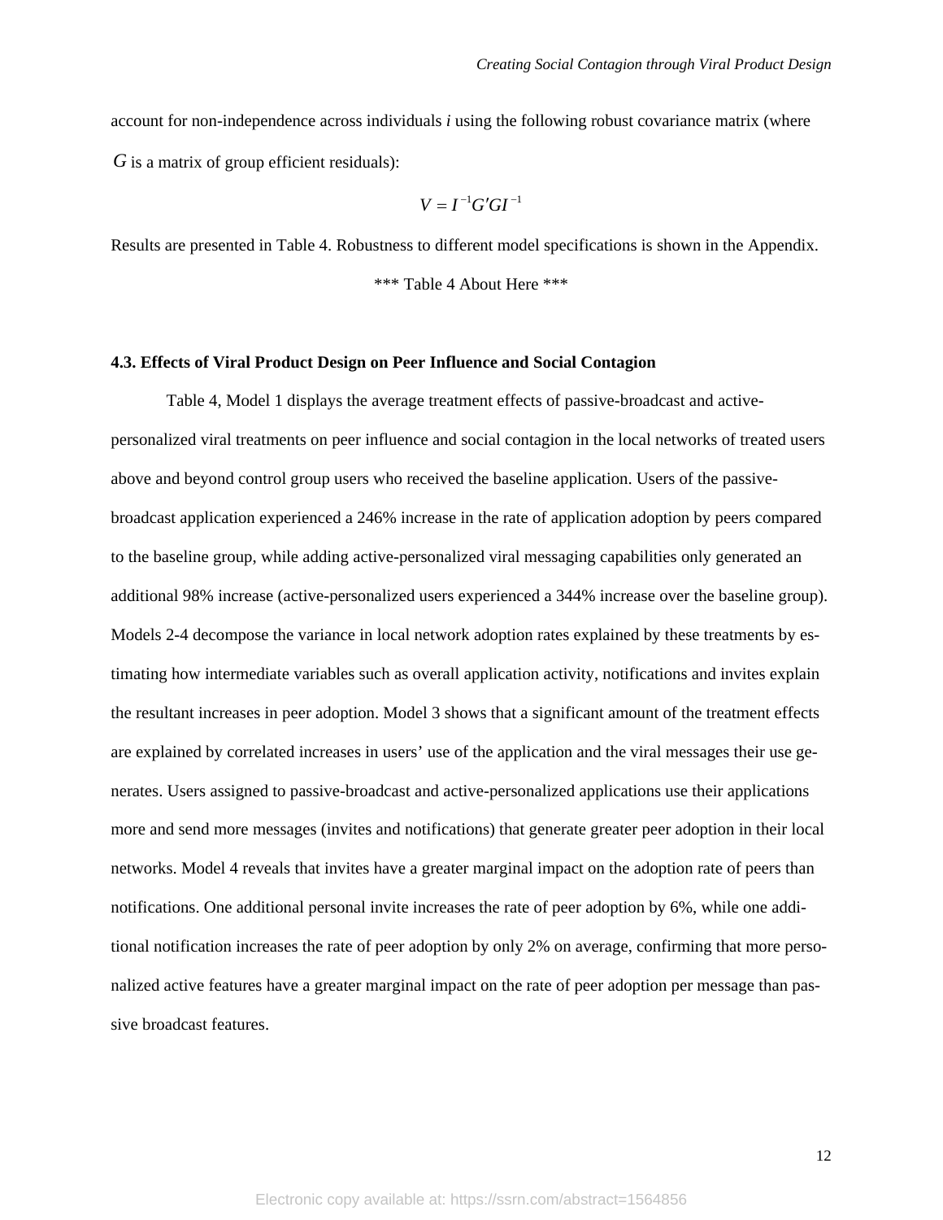account for non-independence across individuals $i$ using the following robust covariance matrix (where $G$ is a matrix of group efficient residuals):

$$V = I^{-1}G'GI^{-1}$$

Results are presented in Table 4. Robustness to different model specifications is shown in the Appendix.

*** Table 4 About Here ***

**4.3. Effects of Viral Product Design on Peer Influence and Social Contagion**

Table 4, Model 1 displays the average treatment effects of passive-broadcast and active-personalized viral treatments on peer influence and social contagion in the local networks of treated users above and beyond control group users who received the baseline application. Users of the passive-broadcast application experienced a 246% increase in the rate of application adoption by peers compared to the baseline group, while adding active-personalized viral messaging capabilities only generated an additional 98% increase (active-personalized users experienced a 344% increase over the baseline group). Models 2-4 decompose the variance in local network adoption rates explained by these treatments by estimating how intermediate variables such as overall application activity, notifications and invites explain the resultant increases in peer adoption. Model 3 shows that a significant amount of the treatment effects are explained by correlated increases in users' use of the application and the viral messages their use generates. Users assigned to passive-broadcast and active-personalized applications use their applications more and send more messages (invites and notifications) that generate greater peer adoption in their local networks. Model 4 reveals that invites have a greater marginal impact on the adoption rate of peers than notifications. One additional personal invite increases the rate of peer adoption by 6%, while one additional notification increases the rate of peer adoption by only 2% on average, confirming that more personalized active features have a greater marginal impact on the rate of peer adoption per message than passive broadcast features.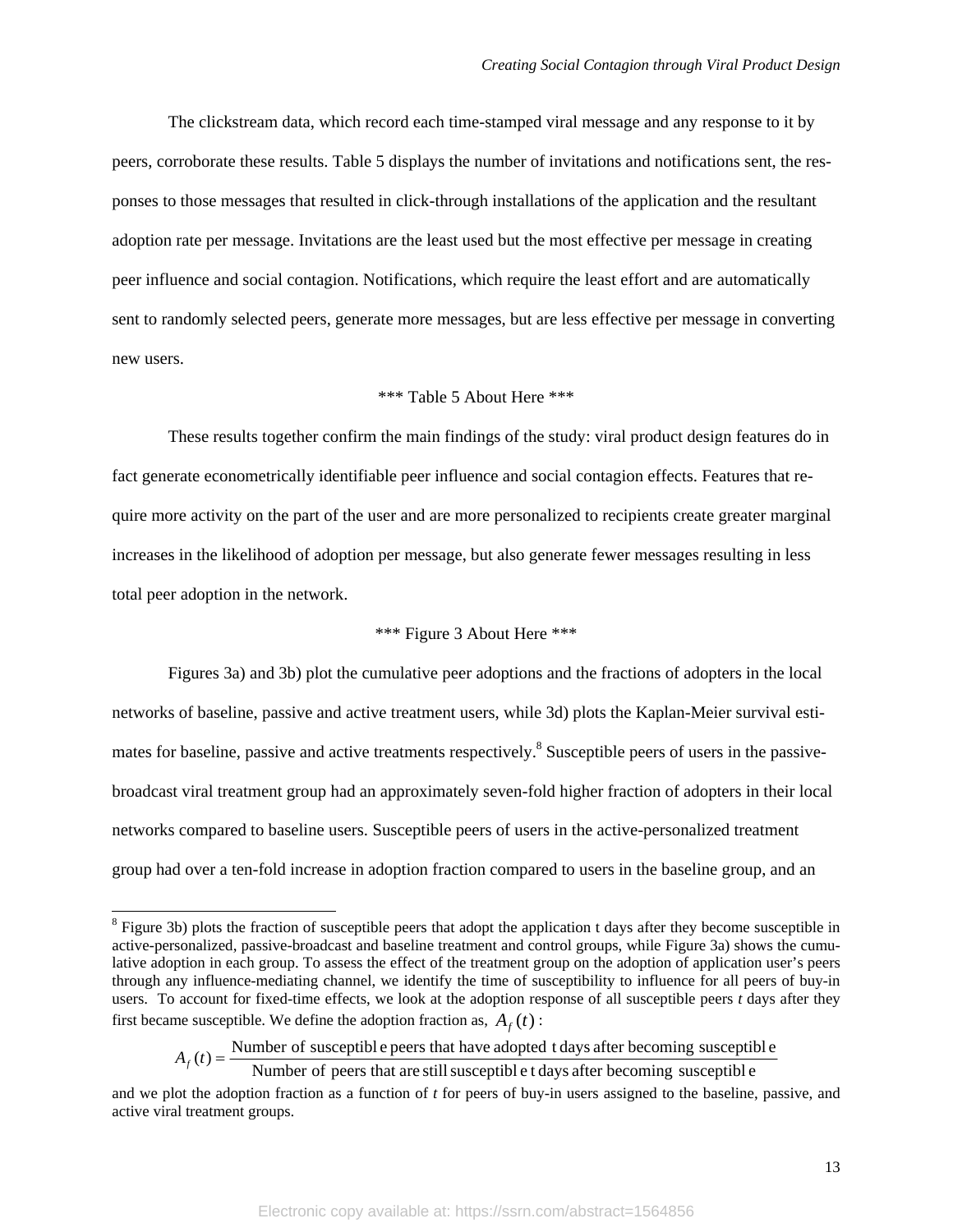The clickstream data, which record each time-stamped viral message and any response to it by peers, corroborate these results. Table 5 displays the number of invitations and notifications sent, the responses to those messages that resulted in click-through installations of the application and the resultant adoption rate per message. Invitations are the least used but the most effective per message in creating peer influence and social contagion. Notifications, which require the least effort and are automatically sent to randomly selected peers, generate more messages, but are less effective per message in converting new users.

*** Table 5 About Here ***

These results together confirm the main findings of the study: viral product design features do in fact generate econometrically identifiable peer influence and social contagion effects. Features that require more activity on the part of the user and are more personalized to recipients create greater marginal increases in the likelihood of adoption per message, but also generate fewer messages resulting in less total peer adoption in the network.

*** Figure 3 About Here ***

Figures 3a) and 3b) plot the cumulative peer adoptions and the fractions of adopters in the local networks of baseline, passive and active treatment users, while 3d) plots the Kaplan-Meier survival estimates for baseline, passive and active treatments respectively.[8] Susceptible peers of users in the passive-broadcast viral treatment group had an approximately seven-fold higher fraction of adopters in their local networks compared to baseline users. Susceptible peers of users in the active-personalized treatment group had over a ten-fold increase in adoption fraction compared to users in the baseline group, and an

---

[8] Figure 3b) plots the fraction of susceptible peers that adopt the application t days after they become susceptible in active-personalized, passive-broadcast and baseline treatment and control groups, while Figure 3a) shows the cumulative adoption in each group. To assess the effect of the treatment group on the adoption of application user's peers through any influence-mediating channel, we identify the time of susceptibility to influence for all peers of buy-in users. To account for fixed-time effects, we look at the adoption response of all susceptible peers *t* days after they first became susceptible. We define the adoption fraction as, $A_f(t)$ :

$$A_f(t) = \frac{\text{Number of susceptible peers that have adopted t days after becoming susceptible}}{\text{Number of peers that are still susceptible t days after becoming susceptible}}$$

and we plot the adoption fraction as a function of *t* for peers of buy-in users assigned to the baseline, passive, and active viral treatment groups.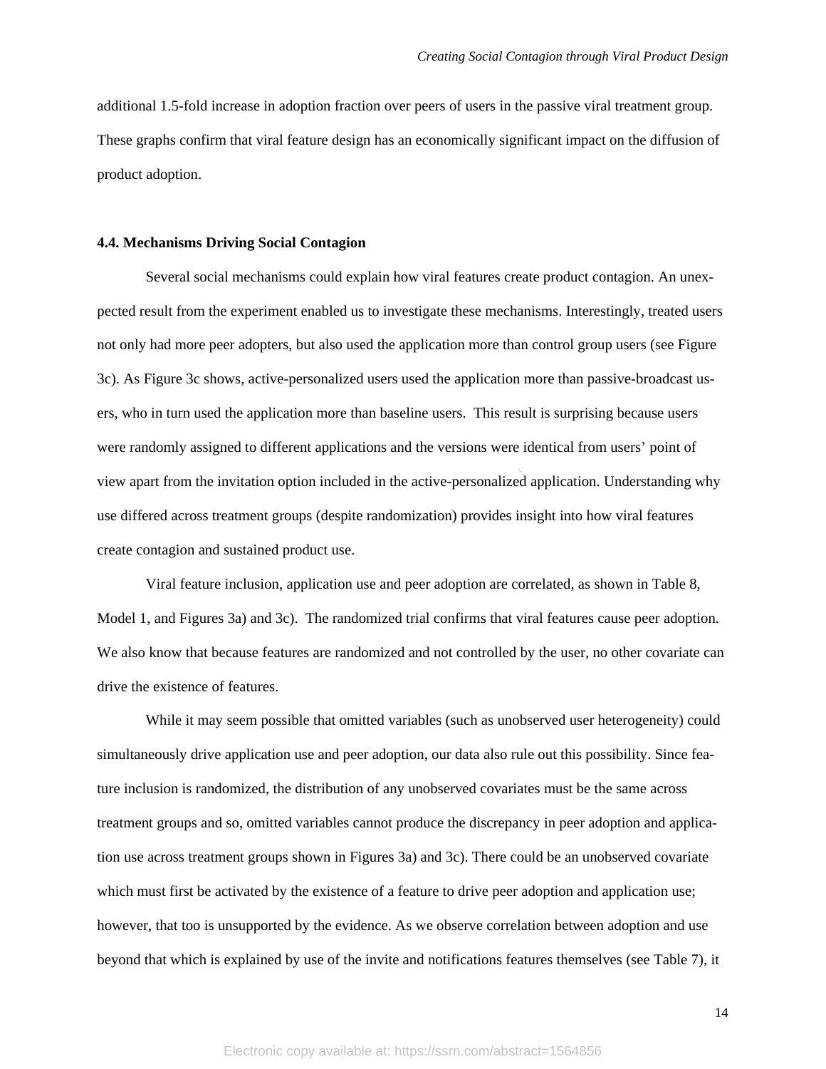additional 1.5-fold increase in adoption fraction over peers of users in the passive viral treatment group. These graphs confirm that viral feature design has an economically significant impact on the diffusion of product adoption.

### 4.4. Mechanisms Driving Social Contagion

Several social mechanisms could explain how viral features create product contagion. An unexpected result from the experiment enabled us to investigate these mechanisms. Interestingly, treated users not only had more peer adopters, but also used the application more than control group users (see Figure 3c). As Figure 3c shows, active-personalized users used the application more than passive-broadcast users, who in turn used the application more than baseline users. This result is surprising because users were randomly assigned to different applications and the versions were identical from users' point of view apart from the invitation option included in the active-personalized application. Understanding why use differed across treatment groups (despite randomization) provides insight into how viral features create contagion and sustained product use.

Viral feature inclusion, application use and peer adoption are correlated, as shown in Table 8, Model 1, and Figures 3a) and 3c). The randomized trial confirms that viral features cause peer adoption. We also know that because features are randomized and not controlled by the user, no other covariate can drive the existence of features.

While it may seem possible that omitted variables (such as unobserved user heterogeneity) could simultaneously drive application use and peer adoption, our data also rule out this possibility. Since feature inclusion is randomized, the distribution of any unobserved covariates must be the same across treatment groups and so, omitted variables cannot produce the discrepancy in peer adoption and application use across treatment groups shown in Figures 3a) and 3c). There could be an unobserved covariate which must first be activated by the existence of a feature to drive peer adoption and application use; however, that too is unsupported by the evidence. As we observe correlation between adoption and use beyond that which is explained by use of the invite and notifications features themselves (see Table 7), it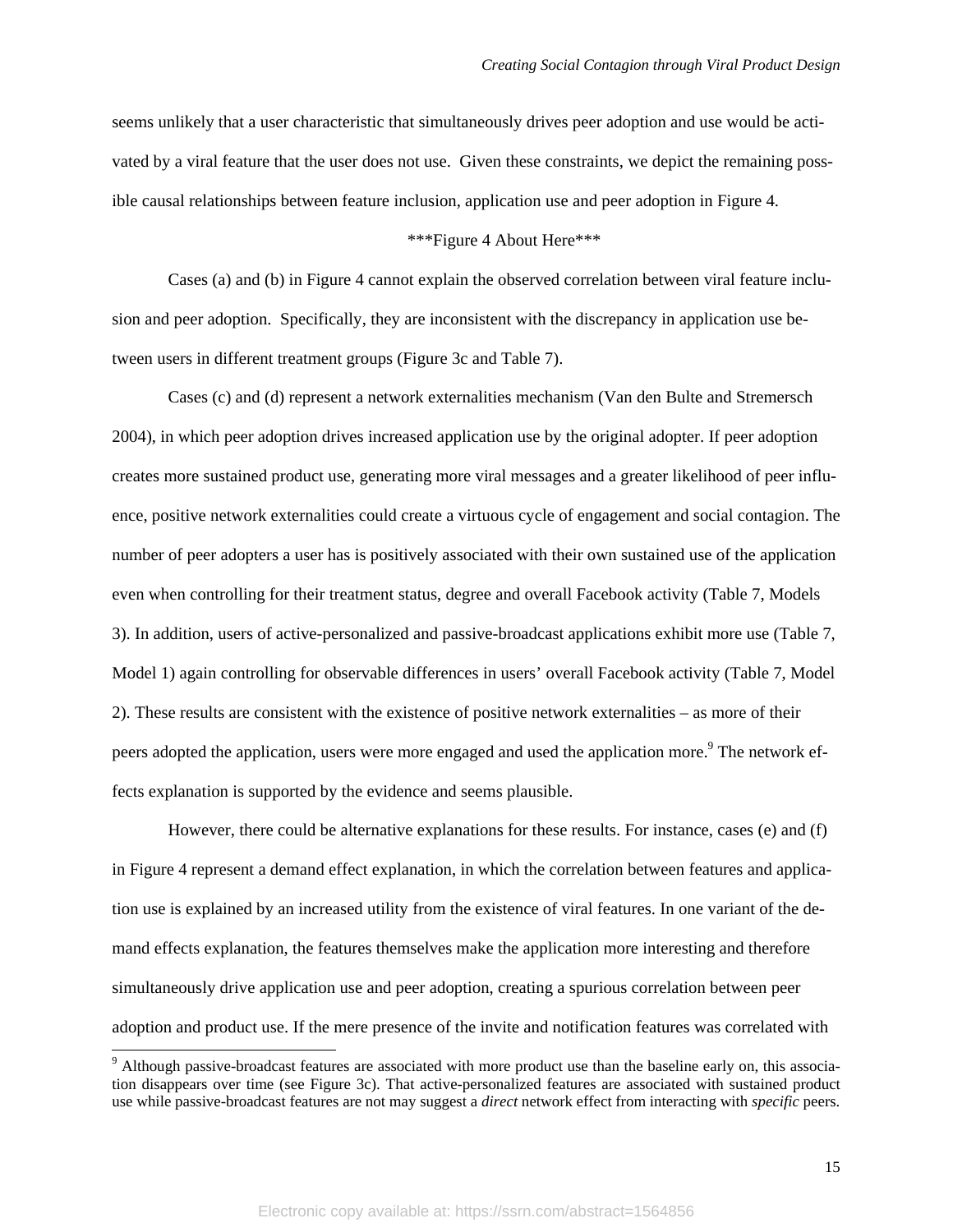seems unlikely that a user characteristic that simultaneously drives peer adoption and use would be activated by a viral feature that the user does not use. Given these constraints, we depict the remaining possible causal relationships between feature inclusion, application use and peer adoption in Figure 4.

***Figure 4 About Here***

Cases (a) and (b) in Figure 4 cannot explain the observed correlation between viral feature inclusion and peer adoption. Specifically, they are inconsistent with the discrepancy in application use between users in different treatment groups (Figure 3c and Table 7).

Cases (c) and (d) represent a network externalities mechanism (Van den Bulte and Stremersch 2004), in which peer adoption drives increased application use by the original adopter. If peer adoption creates more sustained product use, generating more viral messages and a greater likelihood of peer influence, positive network externalities could create a virtuous cycle of engagement and social contagion. The number of peer adopters a user has is positively associated with their own sustained use of the application even when controlling for their treatment status, degree and overall Facebook activity (Table 7, Models 3). In addition, users of active-personalized and passive-broadcast applications exhibit more use (Table 7, Model 1) again controlling for observable differences in users' overall Facebook activity (Table 7, Model 2). These results are consistent with the existence of positive network externalities – as more of their peers adopted the application, users were more engaged and used the application more.[9] The network effects explanation is supported by the evidence and seems plausible.

However, there could be alternative explanations for these results. For instance, cases (e) and (f) in Figure 4 represent a demand effect explanation, in which the correlation between features and application use is explained by an increased utility from the existence of viral features. In one variant of the demand effects explanation, the features themselves make the application more interesting and therefore simultaneously drive application use and peer adoption, creating a spurious correlation between peer adoption and product use. If the mere presence of the invite and notification features was correlated with

[9] Although passive-broadcast features are associated with more product use than the baseline early on, this association disappears over time (see Figure 3c). That active-personalized features are associated with sustained product use while passive-broadcast features are not may suggest a *direct* network effect from interacting with *specific* peers.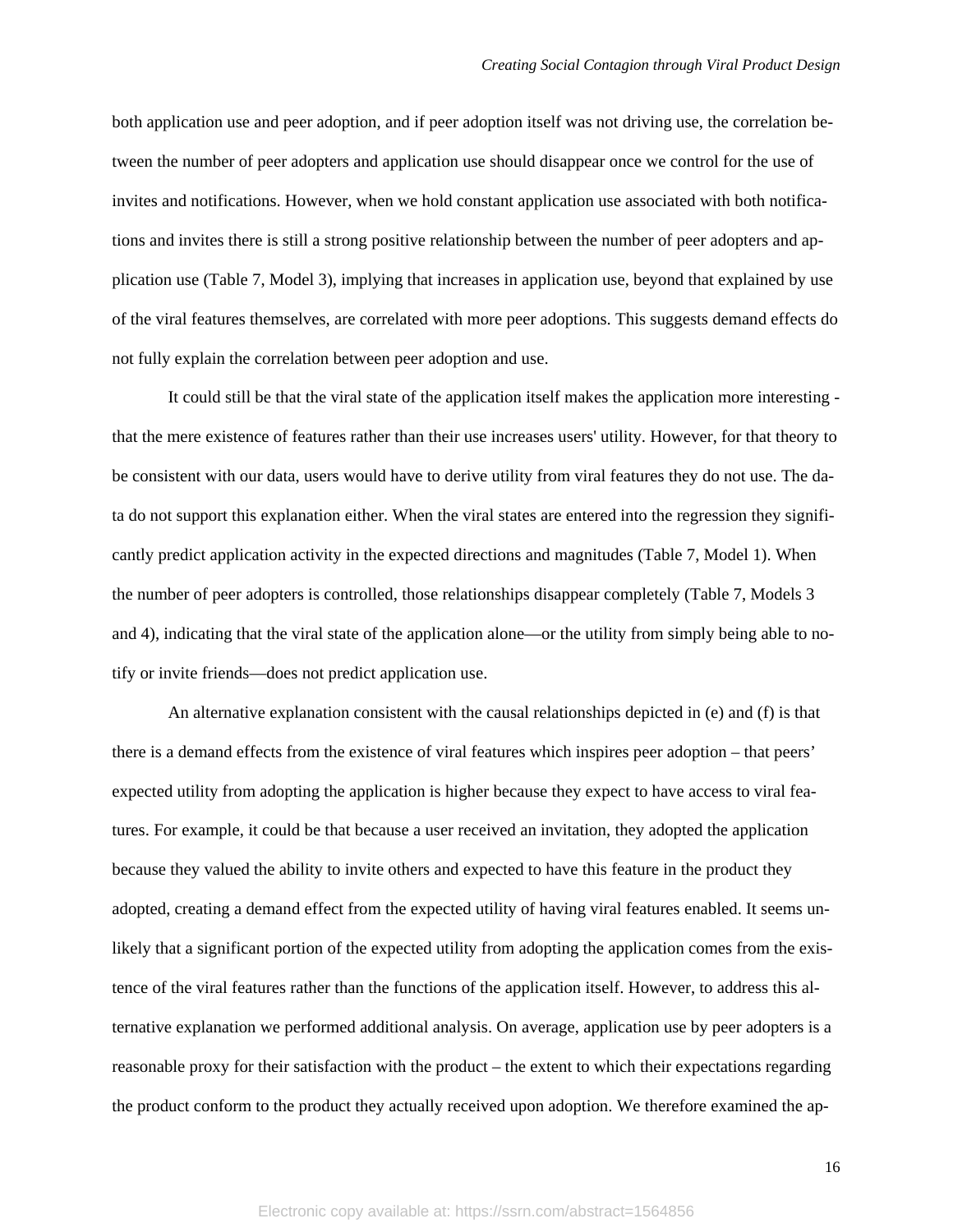both application use and peer adoption, and if peer adoption itself was not driving use, the correlation between the number of peer adopters and application use should disappear once we control for the use of invites and notifications. However, when we hold constant application use associated with both notifications and invites there is still a strong positive relationship between the number of peer adopters and application use (Table 7, Model 3), implying that increases in application use, beyond that explained by use of the viral features themselves, are correlated with more peer adoptions. This suggests demand effects do not fully explain the correlation between peer adoption and use.

It could still be that the viral state of the application itself makes the application more interesting - that the mere existence of features rather than their use increases users' utility. However, for that theory to be consistent with our data, users would have to derive utility from viral features they do not use. The data do not support this explanation either. When the viral states are entered into the regression they significantly predict application activity in the expected directions and magnitudes (Table 7, Model 1). When the number of peer adopters is controlled, those relationships disappear completely (Table 7, Models 3 and 4), indicating that the viral state of the application alone—or the utility from simply being able to notify or invite friends—does not predict application use.

An alternative explanation consistent with the causal relationships depicted in (e) and (f) is that there is a demand effects from the existence of viral features which inspires peer adoption – that peers' expected utility from adopting the application is higher because they expect to have access to viral features. For example, it could be that because a user received an invitation, they adopted the application because they valued the ability to invite others and expected to have this feature in the product they adopted, creating a demand effect from the expected utility of having viral features enabled. It seems unlikely that a significant portion of the expected utility from adopting the application comes from the existence of the viral features rather than the functions of the application itself. However, to address this alternative explanation we performed additional analysis. On average, application use by peer adopters is a reasonable proxy for their satisfaction with the product – the extent to which their expectations regarding the product conform to the product they actually received upon adoption. We therefore examined the ap-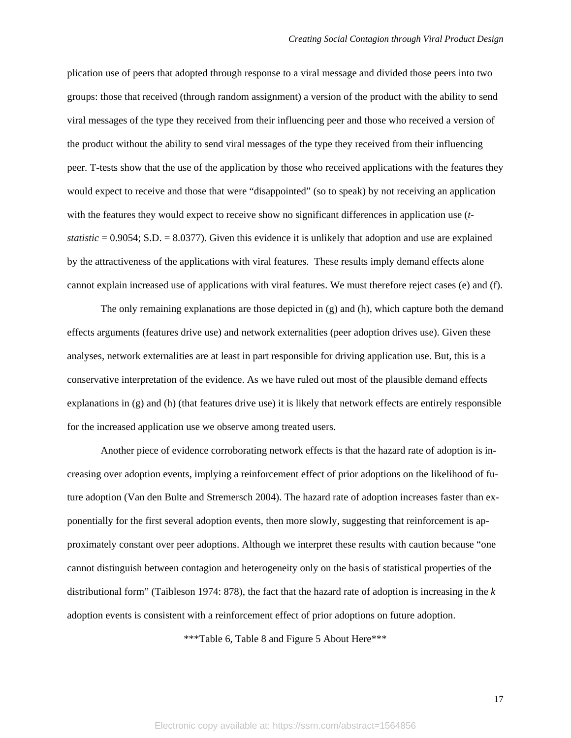plication use of peers that adopted through response to a viral message and divided those peers into two groups: those that received (through random assignment) a version of the product with the ability to send viral messages of the type they received from their influencing peer and those who received a version of the product without the ability to send viral messages of the type they received from their influencing peer. T-tests show that the use of the application by those who received applications with the features they would expect to receive and those that were "disappointed" (so to speak) by not receiving an application with the features they would expect to receive show no significant differences in application use (*t-statistic* = 0.9054; S.D. = 8.0377). Given this evidence it is unlikely that adoption and use are explained by the attractiveness of the applications with viral features. These results imply demand effects alone cannot explain increased use of applications with viral features. We must therefore reject cases (e) and (f).

The only remaining explanations are those depicted in (g) and (h), which capture both the demand effects arguments (features drive use) and network externalities (peer adoption drives use). Given these analyses, network externalities are at least in part responsible for driving application use. But, this is a conservative interpretation of the evidence. As we have ruled out most of the plausible demand effects explanations in (g) and (h) (that features drive use) it is likely that network effects are entirely responsible for the increased application use we observe among treated users.

Another piece of evidence corroborating network effects is that the hazard rate of adoption is increasing over adoption events, implying a reinforcement effect of prior adoptions on the likelihood of future adoption (Van den Bulte and Stremersch 2004). The hazard rate of adoption increases faster than exponentially for the first several adoption events, then more slowly, suggesting that reinforcement is approximately constant over peer adoptions. Although we interpret these results with caution because "one cannot distinguish between contagion and heterogeneity only on the basis of statistical properties of the distributional form" (Taibleson 1974: 878), the fact that the hazard rate of adoption is increasing in the $k$ adoption events is consistent with a reinforcement effect of prior adoptions on future adoption.

***Table 6, Table 8 and Figure 5 About Here***

Electronic copy available at: https://ssrn.com/abstract=1564856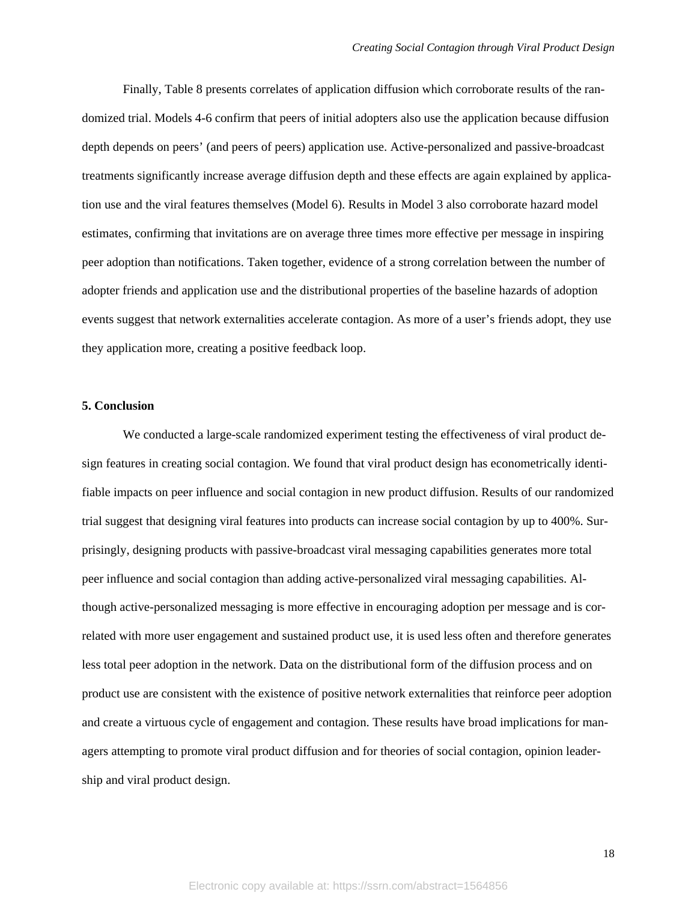Finally, Table 8 presents correlates of application diffusion which corroborate results of the randomized trial. Models 4-6 confirm that peers of initial adopters also use the application because diffusion depth depends on peers' (and peers of peers) application use. Active-personalized and passive-broadcast treatments significantly increase average diffusion depth and these effects are again explained by application use and the viral features themselves (Model 6). Results in Model 3 also corroborate hazard model estimates, confirming that invitations are on average three times more effective per message in inspiring peer adoption than notifications. Taken together, evidence of a strong correlation between the number of adopter friends and application use and the distributional properties of the baseline hazards of adoption events suggest that network externalities accelerate contagion. As more of a user's friends adopt, they use they application more, creating a positive feedback loop.

## 5. Conclusion

We conducted a large-scale randomized experiment testing the effectiveness of viral product design features in creating social contagion. We found that viral product design has econometrically identifiable impacts on peer influence and social contagion in new product diffusion. Results of our randomized trial suggest that designing viral features into products can increase social contagion by up to 400%. Surprisingly, designing products with passive-broadcast viral messaging capabilities generates more total peer influence and social contagion than adding active-personalized viral messaging capabilities. Although active-personalized messaging is more effective in encouraging adoption per message and is correlated with more user engagement and sustained product use, it is used less often and therefore generates less total peer adoption in the network. Data on the distributional form of the diffusion process and on product use are consistent with the existence of positive network externalities that reinforce peer adoption and create a virtuous cycle of engagement and contagion. These results have broad implications for managers attempting to promote viral product diffusion and for theories of social contagion, opinion leadership and viral product design.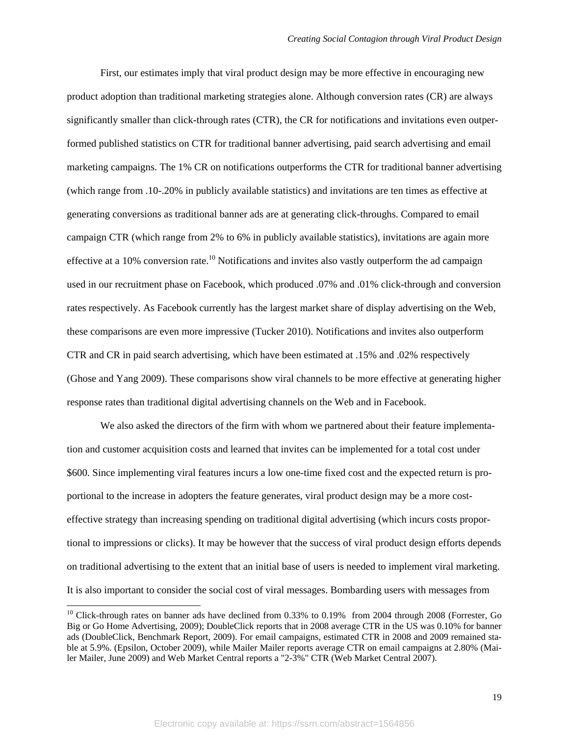First, our estimates imply that viral product design may be more effective in encouraging new product adoption than traditional marketing strategies alone. Although conversion rates (CR) are always significantly smaller than click-through rates (CTR), the CR for notifications and invitations even outperformed published statistics on CTR for traditional banner advertising, paid search advertising and email marketing campaigns. The 1% CR on notifications outperforms the CTR for traditional banner advertising (which range from .10-.20% in publicly available statistics) and invitations are ten times as effective at generating conversions as traditional banner ads are at generating click-throughs. Compared to email campaign CTR (which range from 2% to 6% in publicly available statistics), invitations are again more effective at a 10% conversion rate.[10] Notifications and invites also vastly outperform the ad campaign used in our recruitment phase on Facebook, which produced .07% and .01% click-through and conversion rates respectively. As Facebook currently has the largest market share of display advertising on the Web, these comparisons are even more impressive (Tucker 2010). Notifications and invites also outperform CTR and CR in paid search advertising, which have been estimated at .15% and .02% respectively (Ghose and Yang 2009). These comparisons show viral channels to be more effective at generating higher response rates than traditional digital advertising channels on the Web and in Facebook.

We also asked the directors of the firm with whom we partnered about their feature implementation and customer acquisition costs and learned that invites can be implemented for a total cost under $600. Since implementing viral features incurs a low one-time fixed cost and the expected return is proportional to the increase in adopters the feature generates, viral product design may be a more cost-effective strategy than increasing spending on traditional digital advertising (which incurs costs proportional to impressions or clicks). It may be however that the success of viral product design efforts depends on traditional advertising to the extent that an initial base of users is needed to implement viral marketing. It is also important to consider the social cost of viral messages. Bombarding users with messages from

[10] Click-through rates on banner ads have declined from 0.33% to 0.19% from 2004 through 2008 (Forrester, Go Big or Go Home Advertising, 2009); DoubleClick reports that in 2008 average CTR in the US was 0.10% for banner ads (DoubleClick, Benchmark Report, 2009). For email campaigns, estimated CTR in 2008 and 2009 remained stable at 5.9%. (Epsilon, October 2009), while Mailer Mailer reports average CTR on email campaigns at 2.80% (Mailer Mailer, June 2009) and Web Market Central reports a "2-3%" CTR (Web Market Central 2007).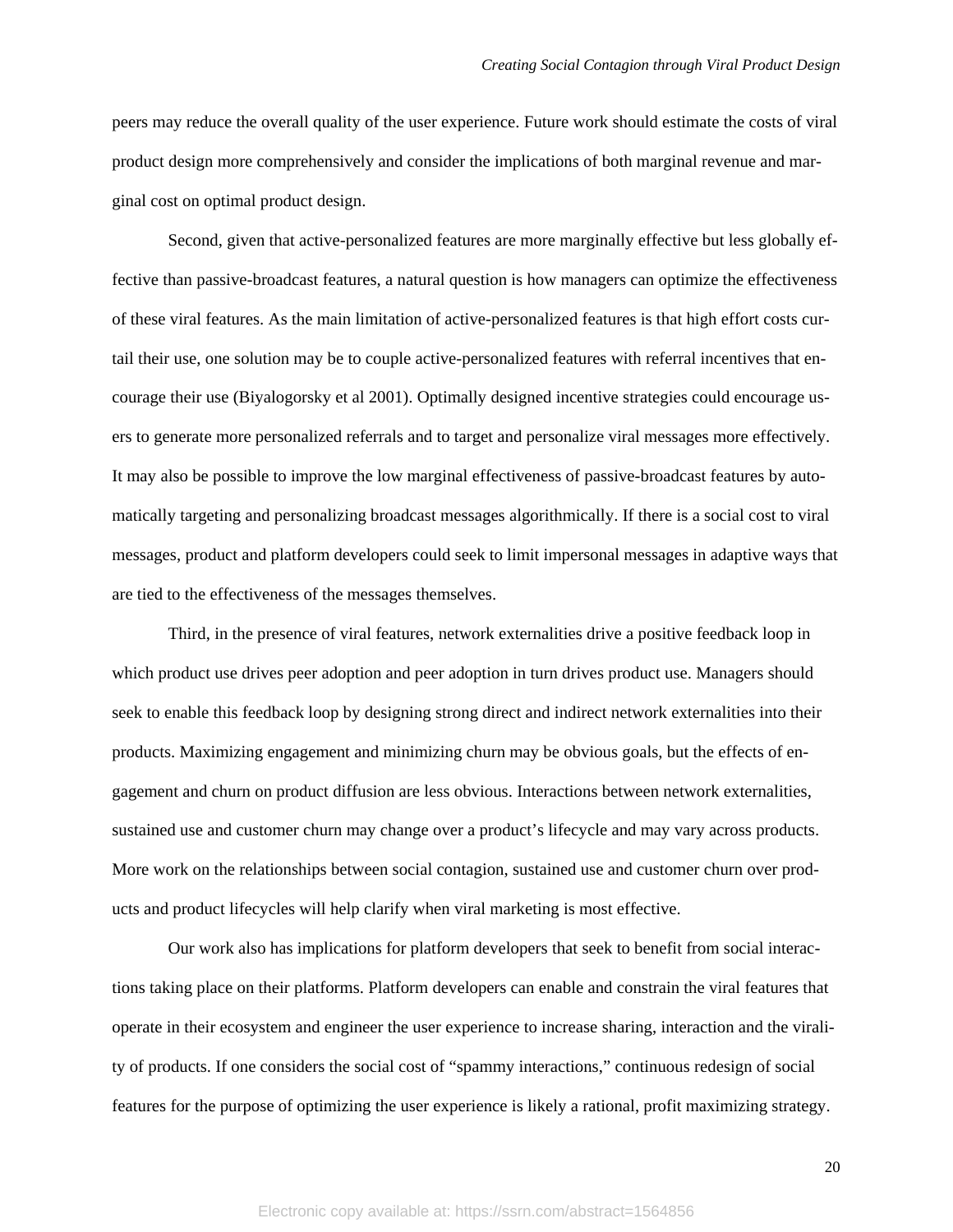peers may reduce the overall quality of the user experience. Future work should estimate the costs of viral product design more comprehensively and consider the implications of both marginal revenue and marginal cost on optimal product design.

Second, given that active-personalized features are more marginally effective but less globally effective than passive-broadcast features, a natural question is how managers can optimize the effectiveness of these viral features. As the main limitation of active-personalized features is that high effort costs curtail their use, one solution may be to couple active-personalized features with referral incentives that encourage their use (Biyalogorsky et al 2001). Optimally designed incentive strategies could encourage users to generate more personalized referrals and to target and personalize viral messages more effectively. It may also be possible to improve the low marginal effectiveness of passive-broadcast features by automatically targeting and personalizing broadcast messages algorithmically. If there is a social cost to viral messages, product and platform developers could seek to limit impersonal messages in adaptive ways that are tied to the effectiveness of the messages themselves.

Third, in the presence of viral features, network externalities drive a positive feedback loop in which product use drives peer adoption and peer adoption in turn drives product use. Managers should seek to enable this feedback loop by designing strong direct and indirect network externalities into their products. Maximizing engagement and minimizing churn may be obvious goals, but the effects of engagement and churn on product diffusion are less obvious. Interactions between network externalities, sustained use and customer churn may change over a product's lifecycle and may vary across products. More work on the relationships between social contagion, sustained use and customer churn over products and product lifecycles will help clarify when viral marketing is most effective.

Our work also has implications for platform developers that seek to benefit from social interactions taking place on their platforms. Platform developers can enable and constrain the viral features that operate in their ecosystem and engineer the user experience to increase sharing, interaction and the virality of products. If one considers the social cost of "spammy interactions," continuous redesign of social features for the purpose of optimizing the user experience is likely a rational, profit maximizing strategy.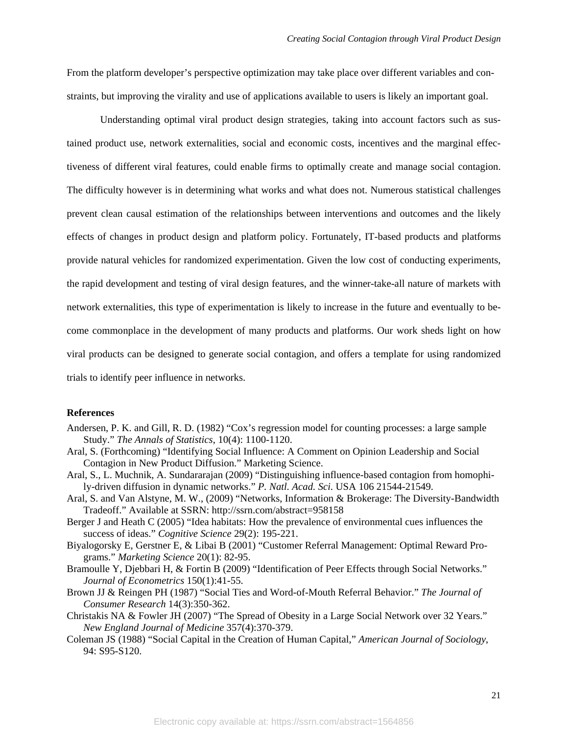From the platform developer's perspective optimization may take place over different variables and constraints, but improving the virality and use of applications available to users is likely an important goal.

Understanding optimal viral product design strategies, taking into account factors such as sustained product use, network externalities, social and economic costs, incentives and the marginal effectiveness of different viral features, could enable firms to optimally create and manage social contagion. The difficulty however is in determining what works and what does not. Numerous statistical challenges prevent clean causal estimation of the relationships between interventions and outcomes and the likely effects of changes in product design and platform policy. Fortunately, IT-based products and platforms provide natural vehicles for randomized experimentation. Given the low cost of conducting experiments, the rapid development and testing of viral design features, and the winner-take-all nature of markets with network externalities, this type of experimentation is likely to increase in the future and eventually to become commonplace in the development of many products and platforms. Our work sheds light on how viral products can be designed to generate social contagion, and offers a template for using randomized trials to identify peer influence in networks.

**References**

Andersen, P. K. and Gill, R. D. (1982) "Cox's regression model for counting processes: a large sample Study." *The Annals of Statistics*, 10(4): 1100-1120.

Aral, S. (Forthcoming) "Identifying Social Influence: A Comment on Opinion Leadership and Social Contagion in New Product Diffusion." Marketing Science.

Aral, S., L. Muchnik, A. Sundararajan (2009) "Distinguishing influence-based contagion from homophily-driven diffusion in dynamic networks." *P. Natl. Acad. Sci.* USA 106 21544-21549.

Aral, S. and Van Alstyne, M. W., (2009) "Networks, Information & Brokerage: The Diversity-Bandwidth Tradeoff." Available at SSRN: http://ssrn.com/abstract=958158

Berger J and Heath C (2005) "Idea habitats: How the prevalence of environmental cues influences the success of ideas." *Cognitive Science* 29(2): 195-221.

Biyalogorsky E, Gerstner E, & Libai B (2001) "Customer Referral Management: Optimal Reward Programs." *Marketing Science* 20(1): 82-95.

Bramoulle Y, Djebbari H, & Fortin B (2009) "Identification of Peer Effects through Social Networks." *Journal of Econometrics* 150(1):41-55.

Brown JJ & Reingen PH (1987) "Social Ties and Word-of-Mouth Referral Behavior." *The Journal of Consumer Research* 14(3):350-362.

Christakis NA & Fowler JH (2007) "The Spread of Obesity in a Large Social Network over 32 Years." *New England Journal of Medicine* 357(4):370-379.

Coleman JS (1988) "Social Capital in the Creation of Human Capital," *American Journal of Sociology*, 94: S95-S120.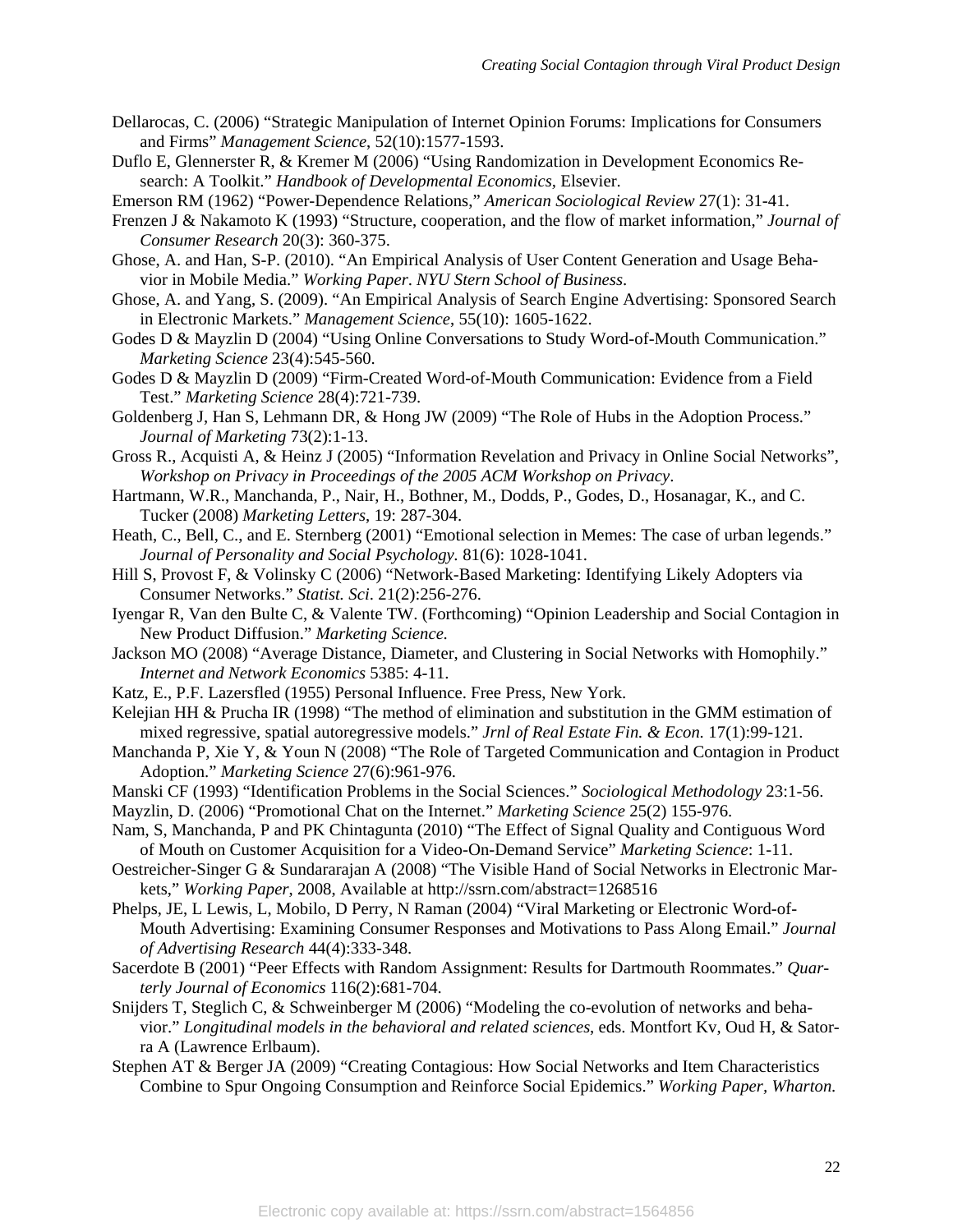Dellarocas, C. (2006) "Strategic Manipulation of Internet Opinion Forums: Implications for Consumers and Firms" *Management Science*, 52(10):1577-1593.

Duflo E, Glennerster R, & Kremer M (2006) "Using Randomization in Development Economics Research: A Toolkit." *Handbook of Developmental Economics*, Elsevier.

Emerson RM (1962) "Power-Dependence Relations," *American Sociological Review* 27(1): 31-41.

Frenzen J & Nakamoto K (1993) "Structure, cooperation, and the flow of market information," *Journal of Consumer Research* 20(3): 360-375.

Ghose, A. and Han, S-P. (2010). "An Empirical Analysis of User Content Generation and Usage Behavior in Mobile Media." *Working Paper. NYU Stern School of Business*.

Ghose, A. and Yang, S. (2009). "An Empirical Analysis of Search Engine Advertising: Sponsored Search in Electronic Markets." *Management Science*, 55(10): 1605-1622.

Godes D & Mayzlin D (2004) "Using Online Conversations to Study Word-of-Mouth Communication." *Marketing Science* 23(4):545-560.

Godes D & Mayzlin D (2009) "Firm-Created Word-of-Mouth Communication: Evidence from a Field Test." *Marketing Science* 28(4):721-739.

Goldenberg J, Han S, Lehmann DR, & Hong JW (2009) "The Role of Hubs in the Adoption Process." *Journal of Marketing* 73(2):1-13.

Gross R., Acquisti A, & Heinz J (2005) "Information Revelation and Privacy in Online Social Networks", *Workshop on Privacy in Proceedings of the 2005 ACM Workshop on Privacy*.

Hartmann, W.R., Manchanda, P., Nair, H., Bothner, M., Dodds, P., Godes, D., Hosanagar, K., and C. Tucker (2008) *Marketing Letters*, 19: 287-304.

Heath, C., Bell, C., and E. Sternberg (2001) "Emotional selection in Memes: The case of urban legends." *Journal of Personality and Social Psychology*. 81(6): 1028-1041.

Hill S, Provost F, & Volinsky C (2006) "Network-Based Marketing: Identifying Likely Adopters via Consumer Networks." *Statist. Sci*. 21(2):256-276.

Iyengar R, Van den Bulte C, & Valente TW. (Forthcoming) "Opinion Leadership and Social Contagion in New Product Diffusion." *Marketing Science.*

Jackson MO (2008) "Average Distance, Diameter, and Clustering in Social Networks with Homophily." *Internet and Network Economics* 5385: 4-11.

Katz, E., P.F. Lazersfled (1955) Personal Influence. Free Press, New York.

Kelejian HH & Prucha IR (1998) "The method of elimination and substitution in the GMM estimation of mixed regressive, spatial autoregressive models." *Jrnl of Real Estate Fin. & Econ.* 17(1):99-121.

Manchanda P, Xie Y, & Youn N (2008) "The Role of Targeted Communication and Contagion in Product Adoption." *Marketing Science* 27(6):961-976.

Manski CF (1993) "Identification Problems in the Social Sciences." *Sociological Methodology* 23:1-56.

Mayzlin, D. (2006) "Promotional Chat on the Internet." *Marketing Science* 25(2) 155-976.

Nam, S, Manchanda, P and PK Chintagunta (2010) "The Effect of Signal Quality and Contiguous Word of Mouth on Customer Acquisition for a Video-On-Demand Service" *Marketing Science*: 1-11.

Oestreicher-Singer G & Sundararajan A (2008) "The Visible Hand of Social Networks in Electronic Markets," *Working Paper*, 2008, Available at http://ssrn.com/abstract=1268516

Phelps, JE, L Lewis, L, Mobilo, D Perry, N Raman (2004) "Viral Marketing or Electronic Word-of-Mouth Advertising: Examining Consumer Responses and Motivations to Pass Along Email." *Journal of Advertising Research* 44(4):333-348.

Sacerdote B (2001) "Peer Effects with Random Assignment: Results for Dartmouth Roommates." *Quarterly Journal of Economics* 116(2):681-704.

Snijders T, Steglich C, & Schweinberger M (2006) "Modeling the co-evolution of networks and behavior." *Longitudinal models in the behavioral and related sciences*, eds. Montfort Kv, Oud H, & Satorra A (Lawrence Erlbaum).

Stephen AT & Berger JA (2009) "Creating Contagious: How Social Networks and Item Characteristics Combine to Spur Ongoing Consumption and Reinforce Social Epidemics." *Working Paper, Wharton.*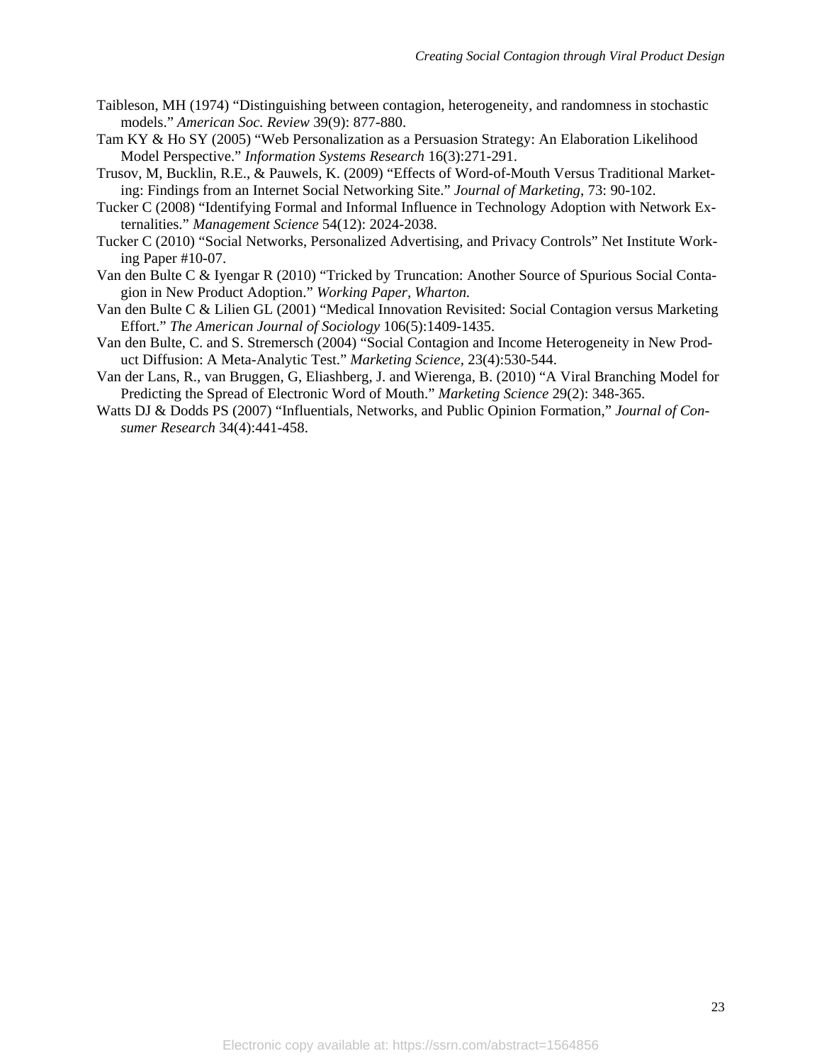Taibleson, MH (1974) "Distinguishing between contagion, heterogeneity, and randomness in stochastic models." *American Soc. Review* 39(9): 877-880.

Tam KY & Ho SY (2005) "Web Personalization as a Persuasion Strategy: An Elaboration Likelihood Model Perspective." *Information Systems Research* 16(3):271-291.

Trusov, M, Bucklin, R.E., & Pauwels, K. (2009) "Effects of Word-of-Mouth Versus Traditional Marketing: Findings from an Internet Social Networking Site." *Journal of Marketing*, 73: 90-102.

Tucker C (2008) "Identifying Formal and Informal Influence in Technology Adoption with Network Externalities." *Management Science* 54(12): 2024-2038.

Tucker C (2010) "Social Networks, Personalized Advertising, and Privacy Controls" Net Institute Working Paper #10-07.

Van den Bulte C & Iyengar R (2010) "Tricked by Truncation: Another Source of Spurious Social Contagion in New Product Adoption." *Working Paper, Wharton.*

Van den Bulte C & Lilien GL (2001) "Medical Innovation Revisited: Social Contagion versus Marketing Effort." *The American Journal of Sociology* 106(5):1409-1435.

Van den Bulte, C. and S. Stremersch (2004) "Social Contagion and Income Heterogeneity in New Product Diffusion: A Meta-Analytic Test." *Marketing Science*, 23(4):530-544.

Van der Lans, R., van Bruggen, G, Eliashberg, J. and Wierenga, B. (2010) "A Viral Branching Model for Predicting the Spread of Electronic Word of Mouth." *Marketing Science* 29(2): 348-365.

Watts DJ & Dodds PS (2007) "Influentials, Networks, and Public Opinion Formation," *Journal of Consumer Research* 34(4):441-458.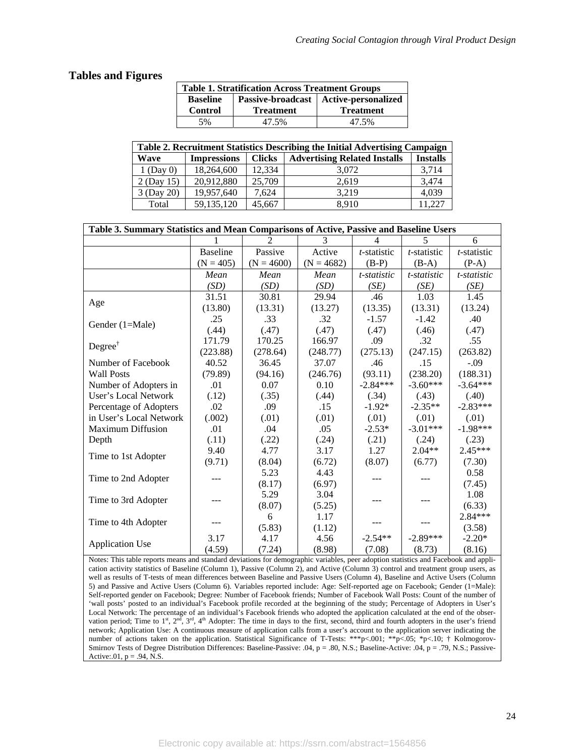## Tables and Figures

**Table 1. Stratification Across Treatment Groups**

| Baseline Control | Passive-broadcast Treatment | Active-personalized Treatment |
|---|---|---|
| 5% | 47.5% | 47.5% |

**Table 2. Recruitment Statistics Describing the Initial Advertising Campaign**

| Wave | Impressions | Clicks | Advertising Related Installs | Installs |
|---|---|---|---|---|
| 1 (Day 0) | 18,264,600 | 12,334 | 3,072 | 3,714 |
| 2 (Day 15) | 20,912,880 | 25,709 | 2,619 | 3,474 |
| 3 (Day 20) | 19,957,640 | 7,624 | 3,219 | 4,039 |
| Total | 59,135,120 | 45,667 | 8,910 | 11,227 |

**Table 3. Summary Statistics and Mean Comparisons of Active, Passive and Baseline Users**

| | 1 | 2 | 3 | 4 | 5 | 6 |
|---|---|---|---|---|---|---|
| | Baseline (N = 405) | Passive (N = 4600) | Active (N = 4682) | *t*-statistic (B-P) | *t*-statistic (B-A) | *t*-statistic (P-A) |
| | *Mean (SD)* | *Mean (SD)* | *Mean (SD)* | *t-statistic (SE)* | *t-statistic (SE)* | *t-statistic (SE)* |
| Age | 31.51 (13.80) | 30.81 (13.31) | 29.94 (13.27) | .46 (13.35) | 1.03 (13.31) | 1.45 (13.24) |
| Gender (1=Male) | .25 (.44) | .33 (.47) | .32 (.47) | -1.57 (.47) | -1.42 (.46) | .40 (.47) |
| Degree† | 171.79 (223.88) | 170.25 (278.64) | 166.97 (248.77) | .09 (275.13) | .32 (247.15) | .55 (263.82) |
| Number of Facebook Wall Posts | 40.52 (79.89) | 36.45 (94.16) | 37.07 (246.76) | .46 (93.11) | .15 (238.20) | -.09 (188.31) |
| Number of Adopters in User's Local Network | .01 (.12) | 0.07 (.35) | 0.10 (.44) | -2.84*** (.34) | -3.60*** (.43) | -3.64*** (.40) |
| Percentage of Adopters in User's Local Network | .02 (.002) | .09 (.01) | .15 (.01) | -1.92* (.01) | -2.35** (.01) | -2.83*** (.01) |
| Maximum Diffusion Depth | .01 (.11) | .04 (.22) | .05 (.24) | -2.53* (.21) | -3.01*** (.24) | -1.98*** (.23) |
| Time to 1st Adopter | 9.40 (9.71) | 4.77 (8.04) | 3.17 (6.72) | 1.27 (8.07) | 2.04** (6.77) | 2.45*** (7.30) |
| Time to 2nd Adopter | --- | 5.23 (8.17) | 4.43 (6.97) | --- | --- | 0.58 (7.45) |
| Time to 3rd Adopter | --- | 5.29 (8.07) | 3.04 (5.25) | --- | --- | 1.08 (6.33) |
| Time to 4th Adopter | --- | 6 (5.83) | 1.17 (1.12) | --- | --- | 2.84*** (3.58) |
| Application Use | 3.17 (4.59) | 4.17 (7.24) | 4.56 (8.98) | -2.54** (7.08) | -2.89*** (8.73) | -2.20* (8.16) |

Notes: This table reports means and standard deviations for demographic variables, peer adoption statistics and Facebook and application activity statistics of Baseline (Column 1), Passive (Column 2), and Active (Column 3) control and treatment group users, as well as results of T-tests of mean differences between Baseline and Passive Users (Column 4), Baseline and Active Users (Column 5) and Passive and Active Users (Column 6). Variables reported include: Age: Self-reported age on Facebook; Gender (1=Male): Self-reported gender on Facebook; Degree: Number of Facebook friends; Number of Facebook Wall Posts: Count of the number of 'wall posts' posted to an individual's Facebook profile recorded at the beginning of the study; Percentage of Adopters in User's Local Network: The percentage of an individual's Facebook friends who adopted the application calculated at the end of the observation period; Time to 1st, 2nd, 3rd, 4th Adopter: The time in days to the first, second, third and fourth adopters in the user's friend network; Application Use: A continuous measure of application calls from a user's account to the application server indicating the number of actions taken on the application. Statistical Significance of T-Tests: ***p<.001; **p<.05; *p<.10; † Kolmogorov-Smirnov Tests of Degree Distribution Differences: Baseline-Passive: .04, p = .80, N.S.; Baseline-Active: .04, p = .79, N.S.; Passive-Active:.01, p = .94, N.S.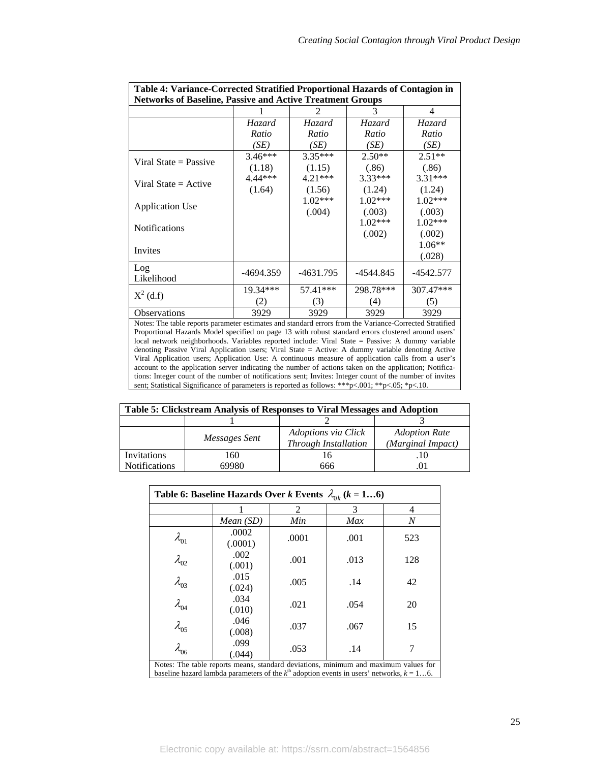**Table 4: Variance-Corrected Stratified Proportional Hazards of Contagion in Networks of Baseline, Passive and Active Treatment Groups**

| | 1 | 2 | 3 | 4 |
|---|---|---|---|---|
| | *Hazard Ratio (SE)* | *Hazard Ratio (SE)* | *Hazard Ratio (SE)* | *Hazard Ratio (SE)* |
| Viral State = Passive | 3.46*** (1.18) | 3.35*** (1.15) | 2.50** (.86) | 2.51** (.86) |
| Viral State = Active | 4.44*** (1.64) | 4.21*** (1.56) | 3.33*** (1.24) | 3.31*** (1.24) |
| Application Use | | 1.02*** (.004) | 1.02*** (.003) | 1.02*** (.003) |
| Notifications | | | 1.02*** (.002) | 1.02*** (.002) |
| Invites | | | | 1.06** (.028) |
| Log Likelihood | -4694.359 | -4631.795 | -4544.845 | -4542.577 |
| $X^2$ (d.f) | 19.34*** (2) | 57.41*** (3) | 298.78*** (4) | 307.47*** (5) |
| Observations | 3929 | 3929 | 3929 | 3929 |

Notes: The table reports parameter estimates and standard errors from the Variance-Corrected Stratified Proportional Hazards Model specified on page 13 with robust standard errors clustered around users' local network neighborhoods. Variables reported include: Viral State = Passive: A dummy variable denoting Passive Viral Application users; Viral State = Active: A dummy variable denoting Active Viral Application users; Application Use: A continuous measure of application calls from a user's account to the application server indicating the number of actions taken on the application; Notifications: Integer count of the number of notifications sent; Invites: Integer count of the number of invites sent; Statistical Significance of parameters is reported as follows: ***p<.001; **p<.05; *p<.10.

**Table 5: Clickstream Analysis of Responses to Viral Messages and Adoption**

| | 1 | 2 | 3 |
|---|---|---|---|
| | *Messages Sent* | *Adoptions via Click Through Installation* | *Adoption Rate (Marginal Impact)* |
| Invitations | 160 | 16 | .10 |
| Notifications | 69980 | 666 | .01 |

**Table 6: Baseline Hazards Over *k* Events $\lambda_{0k}$ (*k* = 1…6)**

| | 1 | 2 | 3 | 4 |
|---|---|---|---|---|
| | *Mean (SD)* | *Min* | *Max* | *N* |
| $\lambda_{01}$ | .0002 (.0001) | .0001 | .001 | 523 |
| $\lambda_{02}$ | .002 (.001) | .001 | .013 | 128 |
| $\lambda_{03}$ | .015 (.024) | .005 | .14 | 42 |
| $\lambda_{04}$ | .034 (.010) | .021 | .054 | 20 |
| $\lambda_{05}$ | .046 (.008) | .037 | .067 | 15 |
| $\lambda_{06}$ | .099 (.044) | .053 | .14 | 7 |

Notes: The table reports means, standard deviations, minimum and maximum values for baseline hazard lambda parameters of the $k^{th}$ adoption events in users' networks, $k = 1…6$.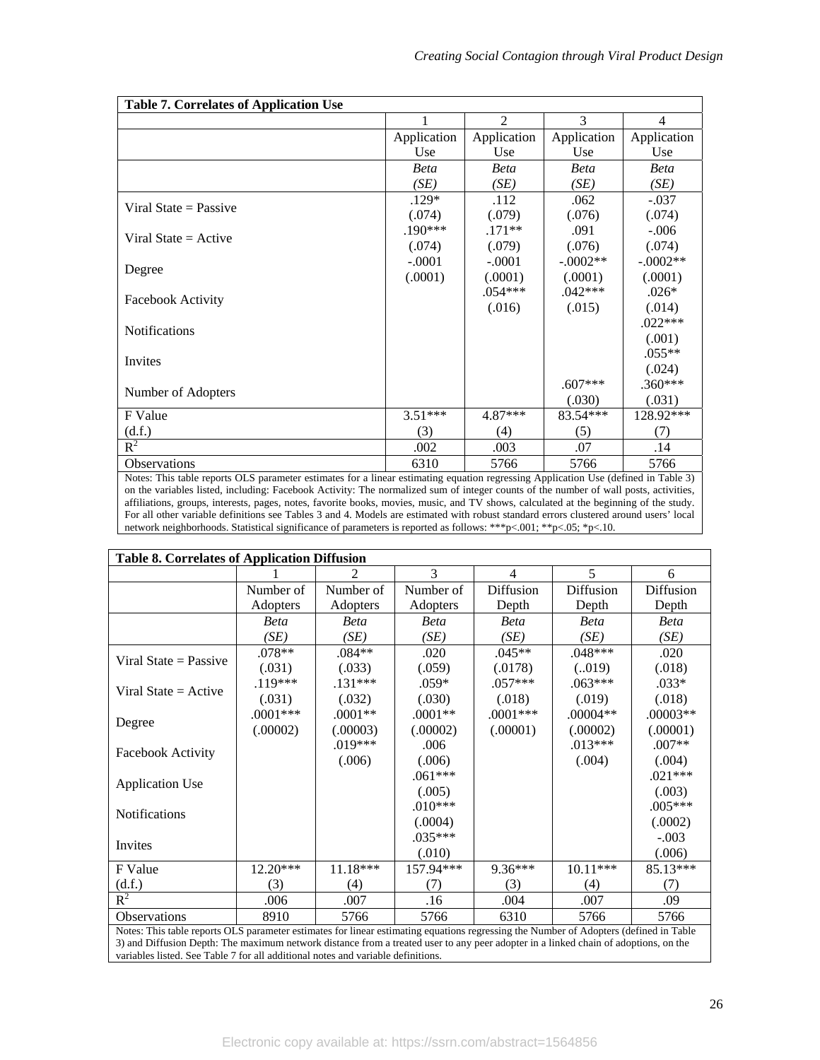**Table 7. Correlates of Application Use**

| | 1 | 2 | 3 | 4 |
|---|---|---|---|---|
| | Application Use | Application Use | Application Use | Application Use |
| | *Beta* *(SE)* | *Beta* *(SE)* | *Beta* *(SE)* | *Beta* *(SE)* |
| Viral State = Passive | .129* (.074) | .112 (.079) | .062 (.076) | -.037 (.074) |
| Viral State = Active | .190*** (.074) | .171** (.079) | .091 (.076) | -.006 (.074) |
| Degree | -.0001 (.0001) | -.0001 (.0001) | -.0002** (.0001) | -.0002** (.0001) |
| Facebook Activity | | .054*** (.016) | .042*** (.015) | .026* (.014) |
| Notifications | | | | .022*** (.001) |
| Invites | | | | .055** (.024) |
| Number of Adopters | | | .607*** (.030) | .360*** (.031) |
| F Value (d.f.) | 3.51*** (3) | 4.87*** (4) | 83.54*** (5) | 128.92*** (7) |
| $R^2$ | .002 | .003 | .07 | .14 |
| Observations | 6310 | 5766 | 5766 | 5766 |

Notes: This table reports OLS parameter estimates for a linear estimating equation regressing Application Use (defined in Table 3) on the variables listed, including: Facebook Activity: The normalized sum of integer counts of the number of wall posts, activities, affiliations, groups, interests, pages, notes, favorite books, movies, music, and TV shows, calculated at the beginning of the study. For all other variable definitions see Tables 3 and 4. Models are estimated with robust standard errors clustered around users' local network neighborhoods. Statistical significance of parameters is reported as follows: ***p<.001; **p<.05; *p<.10.

**Table 8. Correlates of Application Diffusion**

| | 1 | 2 | 3 | 4 | 5 | 6 |
|---|---|---|---|---|---|---|
| | Number of Adopters | Number of Adopters | Number of Adopters | Diffusion Depth | Diffusion Depth | Diffusion Depth |
| | *Beta* *(SE)* | *Beta* *(SE)* | *Beta* *(SE)* | *Beta* *(SE)* | *Beta* *(SE)* | *Beta* *(SE)* |
| Viral State = Passive | .078** (.031) | .084** (.033) | .020 (.059) | .045** (.0178) | .048*** (..019) | .020 (.018) |
| Viral State = Active | .119*** (.031) | .131*** (.032) | .059* (.030) | .057*** (.018) | .063*** (.019) | .033* (.018) |
| Degree | .0001*** (.00002) | .0001** (.00003) | .0001** (.00002) | .0001*** (.00001) | .00004** (.00002) | .00003** (.00001) |
| Facebook Activity | | .019*** (.006) | .006 (.006) | | .013*** (.004) | .007** (.004) |
| Application Use | | | .061*** (.005) | | | .021*** (.003) |
| Notifications | | | .010*** (.0004) | | | .005*** (.0002) |
| Invites | | | .035*** (.010) | | | -.003 (.006) |
| F Value (d.f.) | 12.20*** (3) | 11.18*** (4) | 157.94*** (7) | 9.36*** (3) | 10.11*** (4) | 85.13*** (7) |
| $R^2$ | .006 | .007 | .16 | .004 | .007 | .09 |
| Observations | 8910 | 5766 | 5766 | 6310 | 5766 | 5766 |

Notes: This table reports OLS parameter estimates for linear estimating equations regressing the Number of Adopters (defined in Table 3) and Diffusion Depth: The maximum network distance from a treated user to any peer adopter in a linked chain of adoptions, on the variables listed. See Table 7 for all additional notes and variable definitions.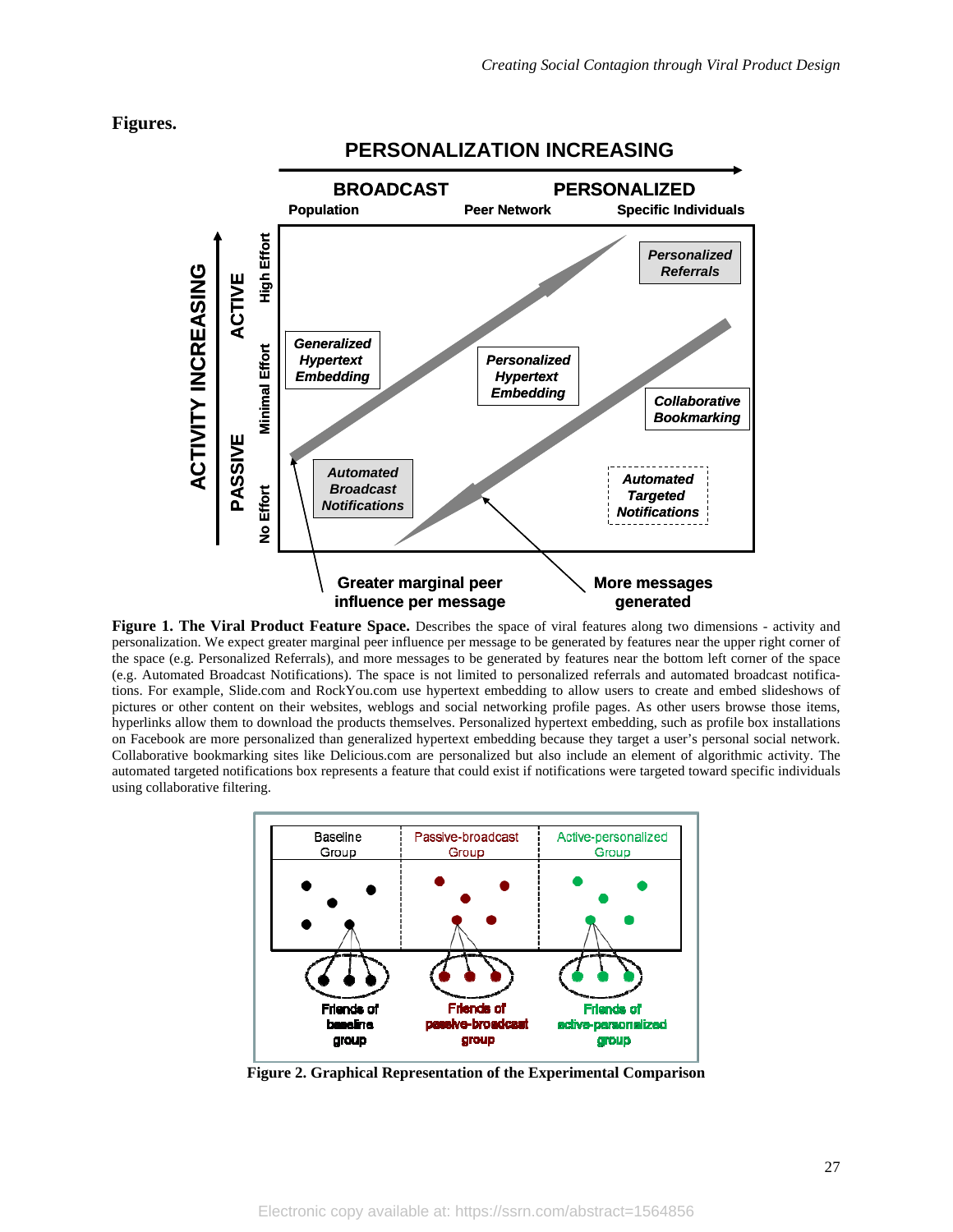**Figures.**

**Figure 1. The Viral Product Feature Space.** Describes the space of viral features along two dimensions - activity and personalization. We expect greater marginal peer influence per message to be generated by features near the upper right corner of the space (e.g. Personalized Referrals), and more messages to be generated by features near the bottom left corner of the space (e.g. Automated Broadcast Notifications). The space is not limited to personalized referrals and automated broadcast notifications. For example, Slide.com and RockYou.com use hypertext embedding to allow users to create and embed slideshows of pictures or other content on their websites, weblogs and social networking profile pages. As other users browse those items, hyperlinks allow them to download the products themselves. Personalized hypertext embedding, such as profile box installations on Facebook are more personalized than generalized hypertext embedding because they target a user's personal social network. Collaborative bookmarking sites like Delicious.com are personalized but also include an element of algorithmic activity. The automated targeted notifications box represents a feature that could exist if notifications were targeted toward specific individuals using collaborative filtering.

**Figure 2. Graphical Representation of the Experimental Comparison**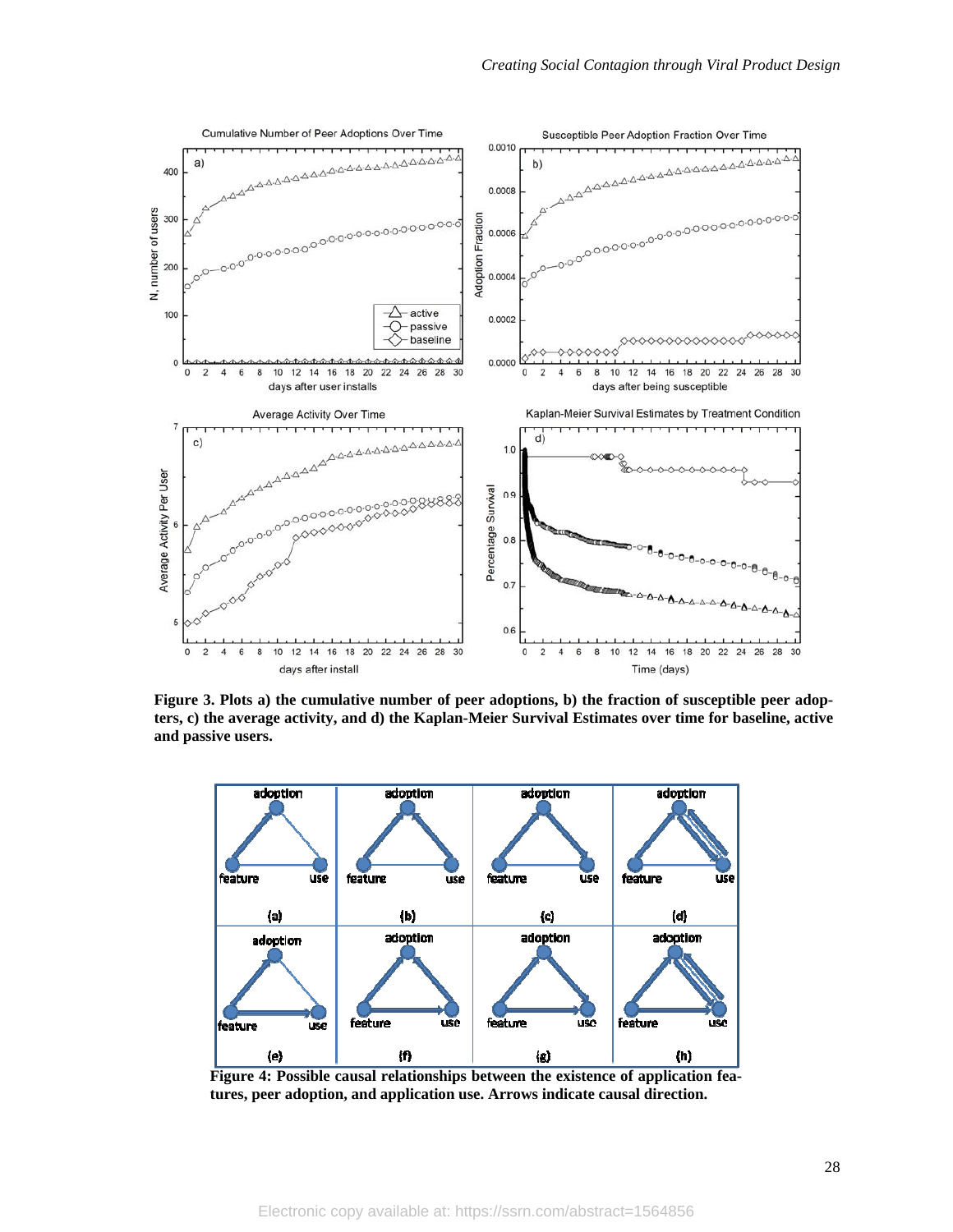**Figure 3. Plots a) the cumulative number of peer adoptions, b) the fraction of susceptible peer adopters, c) the average activity, and d) the Kaplan-Meier Survival Estimates over time for baseline, active and passive users.**

**Figure 4: Possible causal relationships between the existence of application features, peer adoption, and application use. Arrows indicate causal direction.**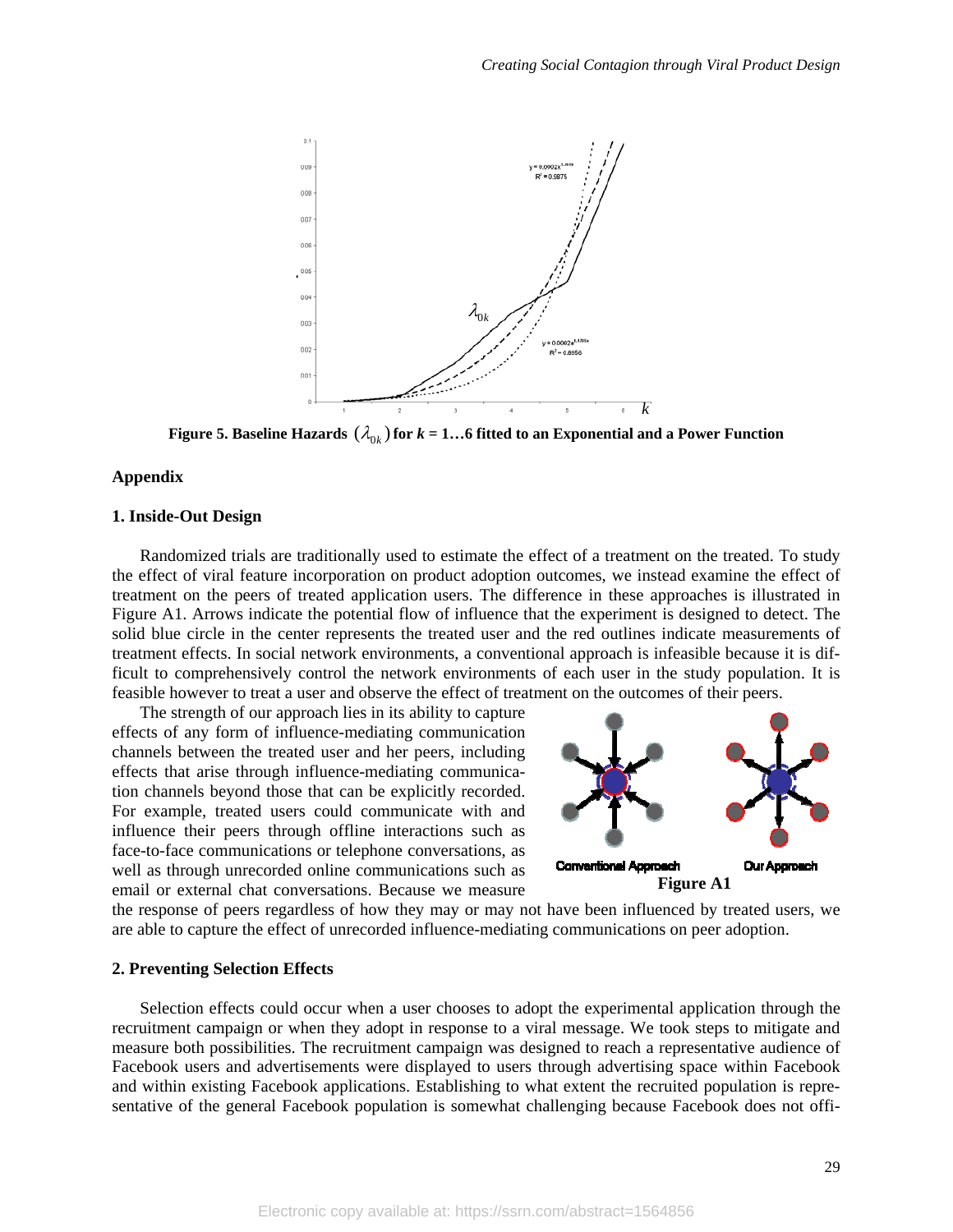Figure 5. Baseline Hazards $(\lambda_{0k})$ for $k$ = 1…6 fitted to an Exponential and a Power Function

**Appendix**

**1. Inside-Out Design**

Randomized trials are traditionally used to estimate the effect of a treatment on the treated. To study the effect of viral feature incorporation on product adoption outcomes, we instead examine the effect of treatment on the peers of treated application users. The difference in these approaches is illustrated in Figure A1. Arrows indicate the potential flow of influence that the experiment is designed to detect. The solid blue circle in the center represents the treated user and the red outlines indicate measurements of treatment effects. In social network environments, a conventional approach is infeasible because it is difficult to comprehensively control the network environments of each user in the study population. It is feasible however to treat a user and observe the effect of treatment on the outcomes of their peers.

The strength of our approach lies in its ability to capture effects of any form of influence-mediating communication channels between the treated user and her peers, including effects that arise through influence-mediating communication channels beyond those that can be explicitly recorded. For example, treated users could communicate with and influence their peers through offline interactions such as face-to-face communications or telephone conversations, as well as through unrecorded online communications such as email or external chat conversations. Because we measure the response of peers regardless of how they may or may not have been influenced by treated users, we are able to capture the effect of unrecorded influence-mediating communications on peer adoption.

Conventional Approach    Our Approach

**Figure A1**

**2. Preventing Selection Effects**

Selection effects could occur when a user chooses to adopt the experimental application through the recruitment campaign or when they adopt in response to a viral message. We took steps to mitigate and measure both possibilities. The recruitment campaign was designed to reach a representative audience of Facebook users and advertisements were displayed to users through advertising space within Facebook and within existing Facebook applications. Establishing to what extent the recruited population is representative of the general Facebook population is somewhat challenging because Facebook does not offi-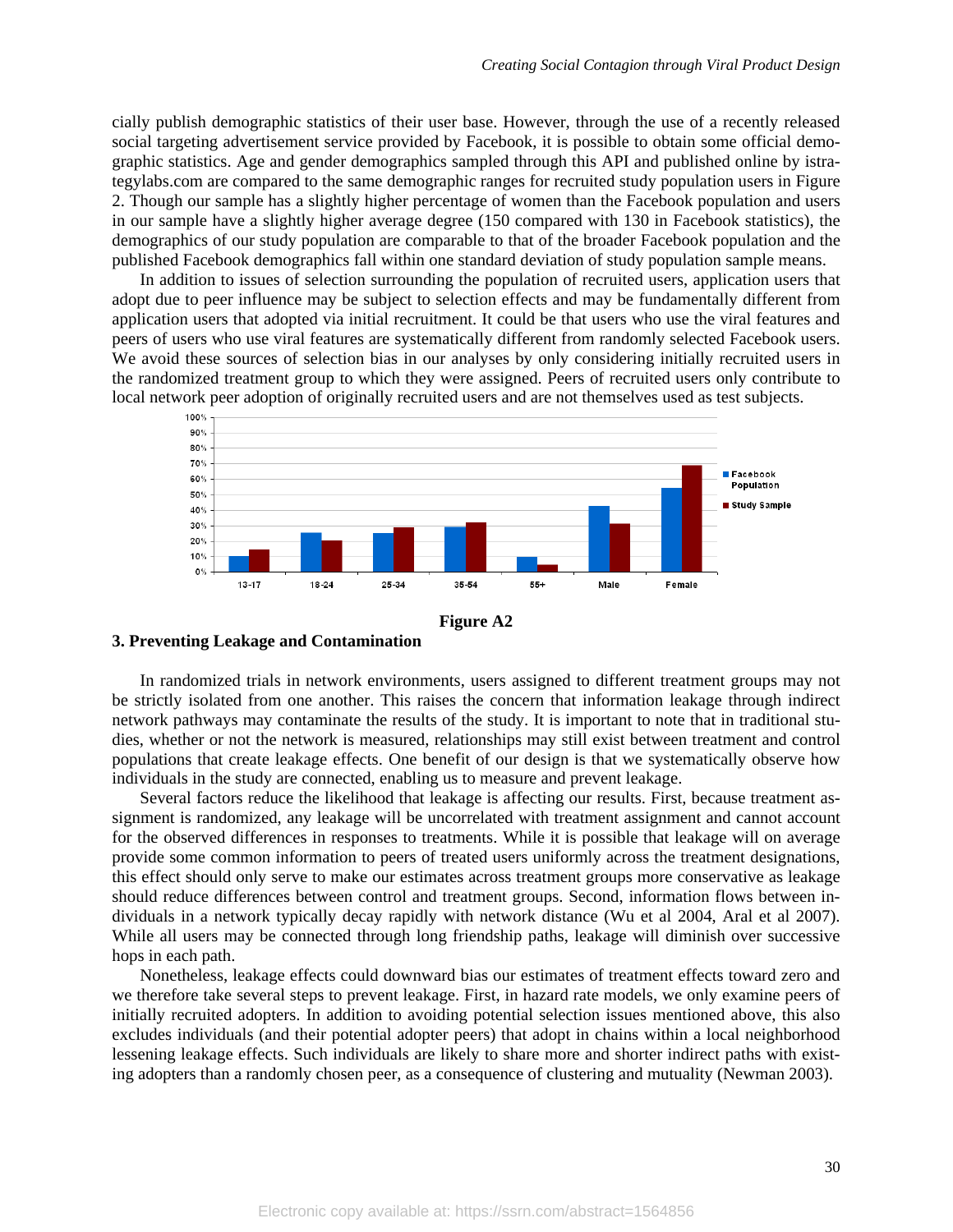cially publish demographic statistics of their user base. However, through the use of a recently released social targeting advertisement service provided by Facebook, it is possible to obtain some official demographic statistics. Age and gender demographics sampled through this API and published online by istrategylabs.com are compared to the same demographic ranges for recruited study population users in Figure 2. Though our sample has a slightly higher percentage of women than the Facebook population and users in our sample have a slightly higher average degree (150 compared with 130 in Facebook statistics), the demographics of our study population are comparable to that of the broader Facebook population and the published Facebook demographics fall within one standard deviation of study population sample means.

In addition to issues of selection surrounding the population of recruited users, application users that adopt due to peer influence may be subject to selection effects and may be fundamentally different from application users that adopted via initial recruitment. It could be that users who use the viral features and peers of users who use viral features are systematically different from randomly selected Facebook users. We avoid these sources of selection bias in our analyses by only considering initially recruited users in the randomized treatment group to which they were assigned. Peers of recruited users only contribute to local network peer adoption of originally recruited users and are not themselves used as test subjects.

100%
90%
80%
70%
60%
50%
40%
30%
20%
10%
0%

13-17
18-24
25-34
35-54
55+
Male
Female

Facebook Population
Study Sample

**Figure A2**

### 3. Preventing Leakage and Contamination

In randomized trials in network environments, users assigned to different treatment groups may not be strictly isolated from one another. This raises the concern that information leakage through indirect network pathways may contaminate the results of the study. It is important to note that in traditional studies, whether or not the network is measured, relationships may still exist between treatment and control populations that create leakage effects. One benefit of our design is that we systematically observe how individuals in the study are connected, enabling us to measure and prevent leakage.

Several factors reduce the likelihood that leakage is affecting our results. First, because treatment assignment is randomized, any leakage will be uncorrelated with treatment assignment and cannot account for the observed differences in responses to treatments. While it is possible that leakage will on average provide some common information to peers of treated users uniformly across the treatment designations, this effect should only serve to make our estimates across treatment groups more conservative as leakage should reduce differences between control and treatment groups. Second, information flows between individuals in a network typically decay rapidly with network distance (Wu et al 2004, Aral et al 2007). While all users may be connected through long friendship paths, leakage will diminish over successive hops in each path.

Nonetheless, leakage effects could downward bias our estimates of treatment effects toward zero and we therefore take several steps to prevent leakage. First, in hazard rate models, we only examine peers of initially recruited adopters. In addition to avoiding potential selection issues mentioned above, this also excludes individuals (and their potential adopter peers) that adopt in chains within a local neighborhood lessening leakage effects. Such individuals are likely to share more and shorter indirect paths with existing adopters than a randomly chosen peer, as a consequence of clustering and mutuality (Newman 2003).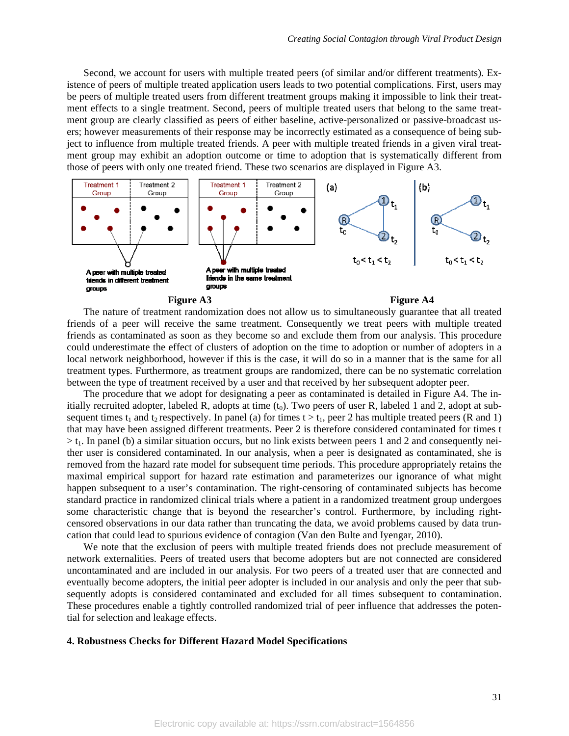Second, we account for users with multiple treated peers (of similar and/or different treatments). Existence of peers of multiple treated application users leads to two potential complications. First, users may be peers of multiple treated users from different treatment groups making it impossible to link their treatment effects to a single treatment. Second, peers of multiple treated users that belong to the same treatment group are clearly classified as peers of either baseline, active-personalized or passive-broadcast users; however measurements of their response may be incorrectly estimated as a consequence of being subject to influence from multiple treated friends. A peer with multiple treated friends in a given viral treatment group may exhibit an adoption outcome or time to adoption that is systematically different from those of peers with only one treated friend. These two scenarios are displayed in Figure A3.

**Figure A3**

**Figure A4**

The nature of treatment randomization does not allow us to simultaneously guarantee that all treated friends of a peer will receive the same treatment. Consequently we treat peers with multiple treated friends as contaminated as soon as they become so and exclude them from our analysis. This procedure could underestimate the effect of clusters of adoption on the time to adoption or number of adopters in a local network neighborhood, however if this is the case, it will do so in a manner that is the same for all treatment types. Furthermore, as treatment groups are randomized, there can be no systematic correlation between the type of treatment received by a user and that received by her subsequent adopter peer.

The procedure that we adopt for designating a peer as contaminated is detailed in Figure A4. The initially recruited adopter, labeled R, adopts at time ($t_0$). Two peers of user R, labeled 1 and 2, adopt at subsequent times $t_1$ and $t_2$ respectively. In panel (a) for times $t > t_1$, peer 2 has multiple treated peers (R and 1) that may have been assigned different treatments. Peer 2 is therefore considered contaminated for times $t > t_1$. In panel (b) a similar situation occurs, but no link exists between peers 1 and 2 and consequently neither user is considered contaminated. In our analysis, when a peer is designated as contaminated, she is removed from the hazard rate model for subsequent time periods. This procedure appropriately retains the maximal empirical support for hazard rate estimation and parameterizes our ignorance of what might happen subsequent to a user's contamination. The right-censoring of contaminated subjects has become standard practice in randomized clinical trials where a patient in a randomized treatment group undergoes some characteristic change that is beyond the researcher's control. Furthermore, by including right-censored observations in our data rather than truncating the data, we avoid problems caused by data truncation that could lead to spurious evidence of contagion (Van den Bulte and Iyengar, 2010).

We note that the exclusion of peers with multiple treated friends does not preclude measurement of network externalities. Peers of treated users that become adopters but are not connected are considered uncontaminated and are included in our analysis. For two peers of a treated user that are connected and eventually become adopters, the initial peer adopter is included in our analysis and only the peer that subsequently adopts is considered contaminated and excluded for all times subsequent to contamination. These procedures enable a tightly controlled randomized trial of peer influence that addresses the potential for selection and leakage effects.

## 4. Robustness Checks for Different Hazard Model Specifications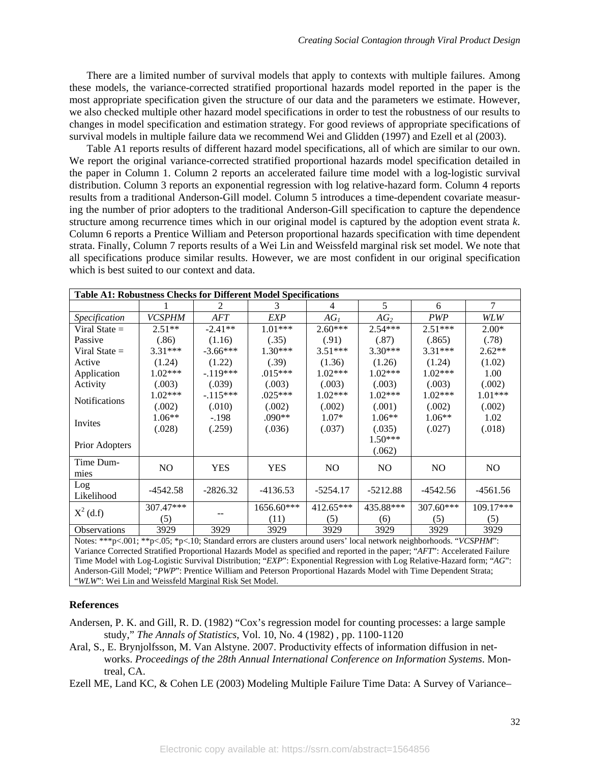There are a limited number of survival models that apply to contexts with multiple failures. Among these models, the variance-corrected stratified proportional hazards model reported in the paper is the most appropriate specification given the structure of our data and the parameters we estimate. However, we also checked multiple other hazard model specifications in order to test the robustness of our results to changes in model specification and estimation strategy. For good reviews of appropriate specifications of survival models in multiple failure data we recommend Wei and Glidden (1997) and Ezell et al (2003).

Table A1 reports results of different hazard model specifications, all of which are similar to our own. We report the original variance-corrected stratified proportional hazards model specification detailed in the paper in Column 1. Column 2 reports an accelerated failure time model with a log-logistic survival distribution. Column 3 reports an exponential regression with log relative-hazard form. Column 4 reports results from a traditional Anderson-Gill model. Column 5 introduces a time-dependent covariate measuring the number of prior adopters to the traditional Anderson-Gill specification to capture the dependence structure among recurrence times which in our original model is captured by the adoption event strata *k*. Column 6 reports a Prentice William and Peterson proportional hazards specification with time dependent strata. Finally, Column 7 reports results of a Wei Lin and Weissfeld marginal risk set model. We note that all specifications produce similar results. However, we are most confident in our original specification which is best suited to our context and data.

**Table A1: Robustness Checks for Different Model Specifications**

| | 1 | 2 | 3 | 4 | 5 | 6 | 7 |
|---|---|---|---|---|---|---|---|
| *Specification* | *VCSPHM* | *AFT* | *EXP* | $AG_1$ | $AG_2$ | *PWP* | *WLW* |
| Viral State = Passive | 2.51** (.86) | -2.41** (1.16) | 1.01*** (.35) | 2.60*** (.91) | 2.54*** (.87) | 2.51*** (.865) | 2.00* (.78) |
| Viral State = Active | 3.31*** (1.24) | -3.66*** (1.22) | 1.30*** (.39) | 3.51*** (1.36) | 3.30*** (1.26) | 3.31*** (1.24) | 2.62** (1.02) |
| Application Activity | 1.02*** (.003) | -.119*** (.039) | .015*** (.003) | 1.02*** (.003) | 1.02*** (.003) | 1.02*** (.003) | 1.00 (.002) |
| Notifications | 1.02*** (.002) | -.115*** (.010) | .025*** (.002) | 1.02*** (.002) | 1.02*** (.001) | 1.02*** (.002) | 1.01*** (.002) |
| Invites | 1.06** (.028) | -.198 (.259) | .090** (.036) | 1.07* (.037) | 1.06** (.035) | 1.06** (.027) | 1.02 (.018) |
| Prior Adopters | | | | | 1.50*** (.062) | | |
| Time Dummies | NO | YES | YES | NO | NO | NO | NO |
| Log Likelihood | -4542.58 | -2826.32 | -4136.53 | -5254.17 | -5212.88 | -4542.56 | -4561.56 |
| $X^2$ (d.f) | 307.47*** (5) | -- | 1656.60*** (11) | 412.65*** (5) | 435.88*** (6) | 307.60*** (5) | 109.17*** (5) |
| Observations | 3929 | 3929 | 3929 | 3929 | 3929 | 3929 | 3929 |

Notes: ***p<.001; **p<.05; *p<.10; Standard errors are clusters around users' local network neighborhoods. "*VCSPHM*": Variance Corrected Stratified Proportional Hazards Model as specified and reported in the paper; "*AFT*": Accelerated Failure Time Model with Log-Logistic Survival Distribution; "*EXP*": Exponential Regression with Log Relative-Hazard form; "*AG*": Anderson-Gill Model; "*PWP*": Prentice William and Peterson Proportional Hazards Model with Time Dependent Strata; "*WLW*": Wei Lin and Weissfeld Marginal Risk Set Model.

## References

Andersen, P. K. and Gill, R. D. (1982) "Cox's regression model for counting processes: a large sample study," *The Annals of Statistics*, Vol. 10, No. 4 (1982) , pp. 1100-1120

Aral, S., E. Brynjolfsson, M. Van Alstyne. 2007. Productivity effects of information diffusion in networks. *Proceedings of the 28th Annual International Conference on Information Systems*. Montreal, CA.

Ezell ME, Land KC, & Cohen LE (2003) Modeling Multiple Failure Time Data: A Survey of Variance–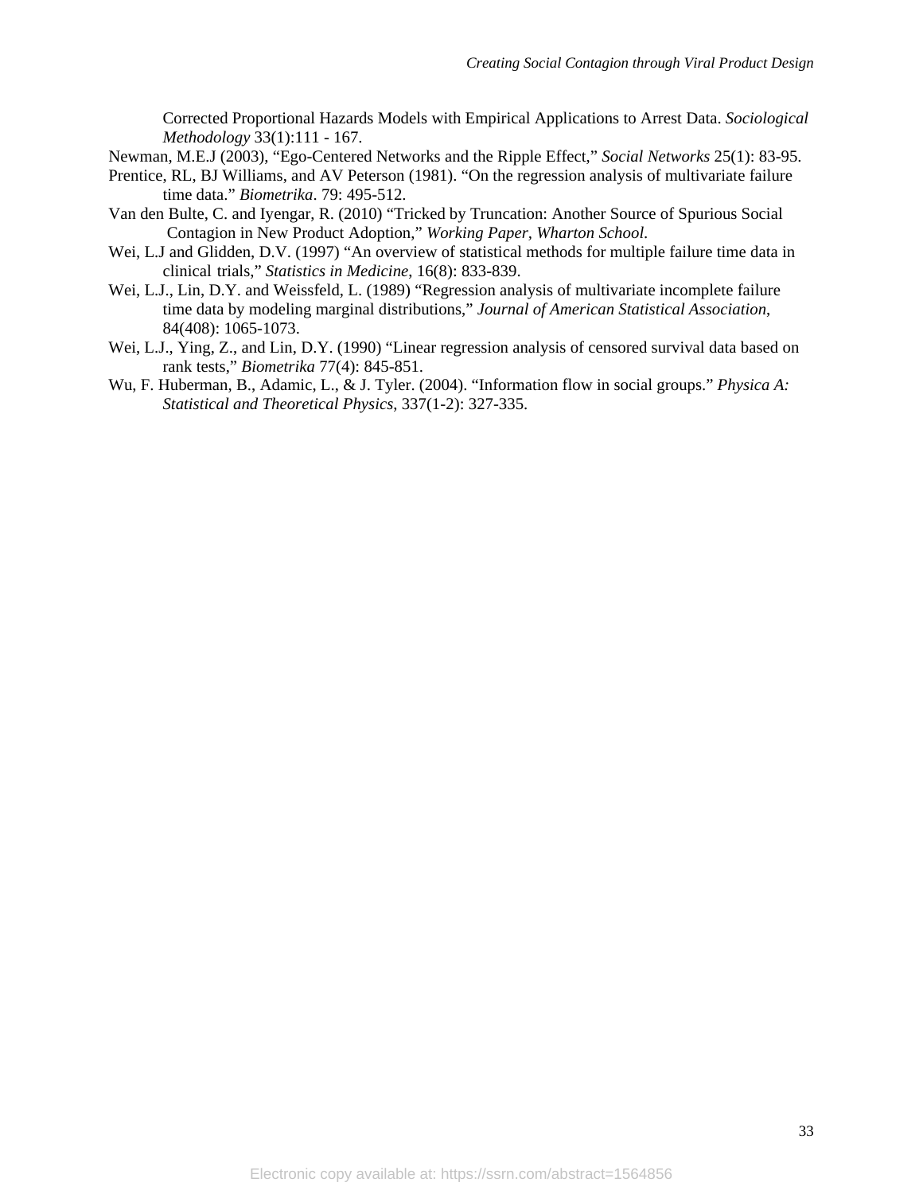Corrected Proportional Hazards Models with Empirical Applications to Arrest Data. *Sociological Methodology* 33(1):111 - 167.

Newman, M.E.J (2003), "Ego-Centered Networks and the Ripple Effect," *Social Networks* 25(1): 83-95.

Prentice, RL, BJ Williams, and AV Peterson (1981). "On the regression analysis of multivariate failure time data." *Biometrika*. 79: 495-512.

Van den Bulte, C. and Iyengar, R. (2010) "Tricked by Truncation: Another Source of Spurious Social Contagion in New Product Adoption," *Working Paper, Wharton School*.

Wei, L.J and Glidden, D.V. (1997) "An overview of statistical methods for multiple failure time data in clinical trials," *Statistics in Medicine*, 16(8): 833-839.

Wei, L.J., Lin, D.Y. and Weissfeld, L. (1989) "Regression analysis of multivariate incomplete failure time data by modeling marginal distributions," *Journal of American Statistical Association*, 84(408): 1065-1073.

Wei, L.J., Ying, Z., and Lin, D.Y. (1990) "Linear regression analysis of censored survival data based on rank tests," *Biometrika* 77(4): 845-851.

Wu, F. Huberman, B., Adamic, L., & J. Tyler. (2004). "Information flow in social groups." *Physica A: Statistical and Theoretical Physics*, 337(1-2): 327-335.